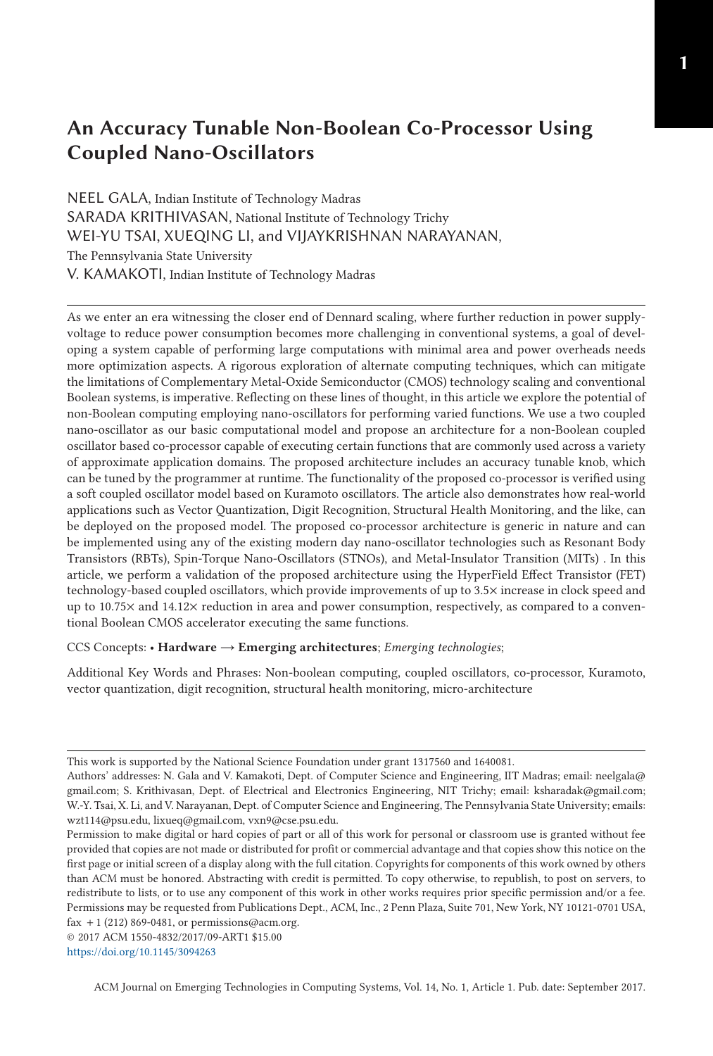# An Accuracy Tunable Non-Boolean Co-Processor Using Coupled Nano-Oscillators

NEEL GALA, Indian Institute of Technology Madras
SARADA KRITHIVASAN, National Institute of Technology Trichy
WEI-YU TSAI, XUEQING LI, and VIJAYKRISHNAN NARAYANAN, The Pennsylvania State University
V. KAMAKOTI, Indian Institute of Technology Madras

As we enter an era witnessing the closer end of Dennard scaling, where further reduction in power supply-voltage to reduce power consumption becomes more challenging in conventional systems, a goal of developing a system capable of performing large computations with minimal area and power overheads needs more optimization aspects. A rigorous exploration of alternate computing techniques, which can mitigate the limitations of Complementary Metal-Oxide Semiconductor (CMOS) technology scaling and conventional Boolean systems, is imperative. Reflecting on these lines of thought, in this article we explore the potential of non-Boolean computing employing nano-oscillators for performing varied functions. We use a two coupled nano-oscillator as our basic computational model and propose an architecture for a non-Boolean coupled oscillator based co-processor capable of executing certain functions that are commonly used across a variety of approximate application domains. The proposed architecture includes an accuracy tunable knob, which can be tuned by the programmer at runtime. The functionality of the proposed co-processor is verified using a soft coupled oscillator model based on Kuramoto oscillators. The article also demonstrates how real-world applications such as Vector Quantization, Digit Recognition, Structural Health Monitoring, and the like, can be deployed on the proposed model. The proposed co-processor architecture is generic in nature and can be implemented using any of the existing modern day nano-oscillator technologies such as Resonant Body Transistors (RBTs), Spin-Torque Nano-Oscillators (STNOs), and Metal-Insulator Transition (MITs) . In this article, we perform a validation of the proposed architecture using the HyperField Effect Transistor (FET) technology-based coupled oscillators, which provide improvements of up to 3.5× increase in clock speed and up to 10.75× and 14.12× reduction in area and power consumption, respectively, as compared to a conventional Boolean CMOS accelerator executing the same functions.

CCS Concepts: • **Hardware → Emerging architectures**; *Emerging technologies*;

Additional Key Words and Phrases: Non-boolean computing, coupled oscillators, co-processor, Kuramoto, vector quantization, digit recognition, structural health monitoring, micro-architecture

This work is supported by the National Science Foundation under grant 1317560 and 1640081.

Authors' addresses: N. Gala and V. Kamakoti, Dept. of Computer Science and Engineering, IIT Madras; email: neelgala@gmail.com; S. Krithivasan, Dept. of Electrical and Electronics Engineering, NIT Trichy; email: ksharadak@gmail.com; W.-Y. Tsai, X. Li, and V. Narayanan, Dept. of Computer Science and Engineering, The Pennsylvania State University; emails: wzt114@psu.edu, lixueq@gmail.com, vxn9@cse.psu.edu.

Permission to make digital or hard copies of part or all of this work for personal or classroom use is granted without fee provided that copies are not made or distributed for profit or commercial advantage and that copies show this notice on the first page or initial screen of a display along with the full citation. Copyrights for components of this work owned by others than ACM must be honored. Abstracting with credit is permitted. To copy otherwise, to republish, to post on servers, to redistribute to lists, or to use any component of this work in other works requires prior specific permission and/or a fee. Permissions may be requested from Publications Dept., ACM, Inc., 2 Penn Plaza, Suite 701, New York, NY 10121-0701 USA, fax + 1 (212) 869-0481, or permissions@acm.org.

© 2017 ACM 1550-4832/2017/09-ART1 $15.00

https://doi.org/10.1145/3094263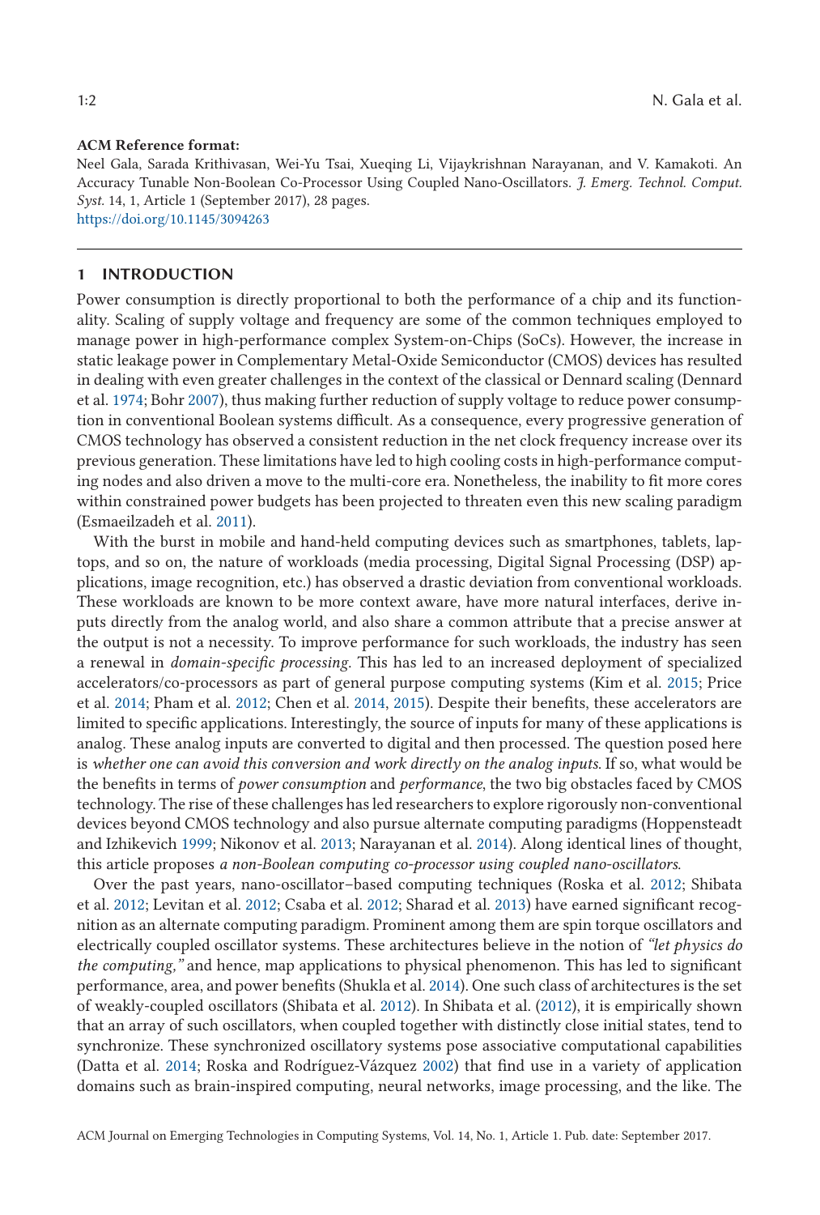**ACM Reference format:**

Neel Gala, Sarada Krithivasan, Wei-Yu Tsai, Xueqing Li, Vijaykrishnan Narayanan, and V. Kamakoti. An Accuracy Tunable Non-Boolean Co-Processor Using Coupled Nano-Oscillators. *J. Emerg. Technol. Comput. Syst.* 14, 1, Article 1 (September 2017), 28 pages.
https://doi.org/10.1145/3094263

## 1 INTRODUCTION

Power consumption is directly proportional to both the performance of a chip and its functionality. Scaling of supply voltage and frequency are some of the common techniques employed to manage power in high-performance complex System-on-Chips (SoCs). However, the increase in static leakage power in Complementary Metal-Oxide Semiconductor (CMOS) devices has resulted in dealing with even greater challenges in the context of the classical or Dennard scaling (Dennard et al. 1974; Bohr 2007), thus making further reduction of supply voltage to reduce power consumption in conventional Boolean systems difficult. As a consequence, every progressive generation of CMOS technology has observed a consistent reduction in the net clock frequency increase over its previous generation. These limitations have led to high cooling costs in high-performance computing nodes and also driven a move to the multi-core era. Nonetheless, the inability to fit more cores within constrained power budgets has been projected to threaten even this new scaling paradigm (Esmaeilzadeh et al. 2011).

With the burst in mobile and hand-held computing devices such as smartphones, tablets, laptops, and so on, the nature of workloads (media processing, Digital Signal Processing (DSP) applications, image recognition, etc.) has observed a drastic deviation from conventional workloads. These workloads are known to be more context aware, have more natural interfaces, derive inputs directly from the analog world, and also share a common attribute that a precise answer at the output is not a necessity. To improve performance for such workloads, the industry has seen a renewal in *domain-specific processing*. This has led to an increased deployment of specialized accelerators/co-processors as part of general purpose computing systems (Kim et al. 2015; Price et al. 2014; Pham et al. 2012; Chen et al. 2014, 2015). Despite their benefits, these accelerators are limited to specific applications. Interestingly, the source of inputs for many of these applications is analog. These analog inputs are converted to digital and then processed. The question posed here is *whether one can avoid this conversion and work directly on the analog inputs*. If so, what would be the benefits in terms of *power consumption* and *performance*, the two big obstacles faced by CMOS technology. The rise of these challenges has led researchers to explore rigorously non-conventional devices beyond CMOS technology and also pursue alternate computing paradigms (Hoppensteadt and Izhikevich 1999; Nikonov et al. 2013; Narayanan et al. 2014). Along identical lines of thought, this article proposes *a non-Boolean computing co-processor using coupled nano-oscillators*.

Over the past years, nano-oscillator–based computing techniques (Roska et al. 2012; Shibata et al. 2012; Levitan et al. 2012; Csaba et al. 2012; Sharad et al. 2013) have earned significant recognition as an alternate computing paradigm. Prominent among them are spin torque oscillators and electrically coupled oscillator systems. These architectures believe in the notion of *"let physics do the computing,"* and hence, map applications to physical phenomenon. This has led to significant performance, area, and power benefits (Shukla et al. 2014). One such class of architectures is the set of weakly-coupled oscillators (Shibata et al. 2012). In Shibata et al. (2012), it is empirically shown that an array of such oscillators, when coupled together with distinctly close initial states, tend to synchronize. These synchronized oscillatory systems pose associative computational capabilities (Datta et al. 2014; Roska and Rodríguez-Vázquez 2002) that find use in a variety of application domains such as brain-inspired computing, neural networks, image processing, and the like. The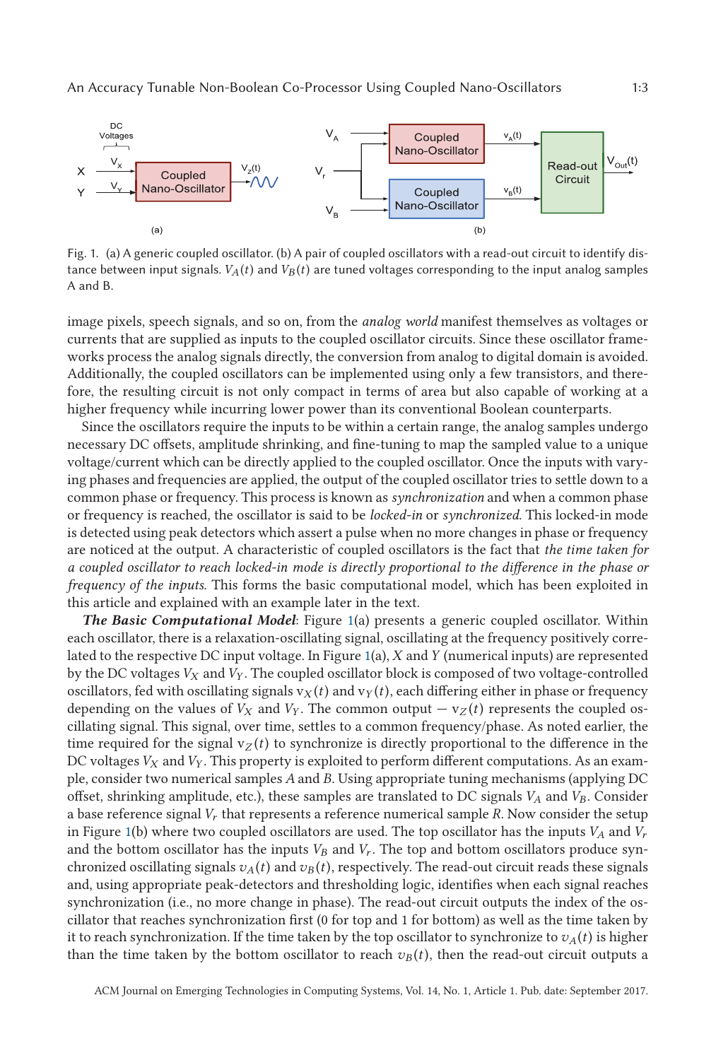Fig. 1. (a) A generic coupled oscillator. (b) A pair of coupled oscillators with a read-out circuit to identify distance between input signals. $V_A(t)$ and $V_B(t)$ are tuned voltages corresponding to the input analog samples A and B.

image pixels, speech signals, and so on, from the *analog world* manifest themselves as voltages or currents that are supplied as inputs to the coupled oscillator circuits. Since these oscillator frameworks process the analog signals directly, the conversion from analog to digital domain is avoided. Additionally, the coupled oscillators can be implemented using only a few transistors, and therefore, the resulting circuit is not only compact in terms of area but also capable of working at a higher frequency while incurring lower power than its conventional Boolean counterparts.

Since the oscillators require the inputs to be within a certain range, the analog samples undergo necessary DC offsets, amplitude shrinking, and fine-tuning to map the sampled value to a unique voltage/current which can be directly applied to the coupled oscillator. Once the inputs with varying phases and frequencies are applied, the output of the coupled oscillator tries to settle down to a common phase or frequency. This process is known as *synchronization* and when a common phase or frequency is reached, the oscillator is said to be *locked-in* or *synchronized*. This locked-in mode is detected using peak detectors which assert a pulse when no more changes in phase or frequency are noticed at the output. A characteristic of coupled oscillators is the fact that *the time taken for a coupled oscillator to reach locked-in mode is directly proportional to the difference in the phase or frequency of the inputs*. This forms the basic computational model, which has been exploited in this article and explained with an example later in the text.

***The Basic Computational Model***: Figure 1(a) presents a generic coupled oscillator. Within each oscillator, there is a relaxation-oscillating signal, oscillating at the frequency positively correlated to the respective DC input voltage. In Figure 1(a), $X$ and $Y$ (numerical inputs) are represented by the DC voltages $V_X$ and $V_Y$. The coupled oscillator block is composed of two voltage-controlled oscillators, fed with oscillating signals $v_X(t)$ and $v_Y(t)$, each differing either in phase or frequency depending on the values of $V_X$ and $V_Y$. The common output — $v_Z(t)$ represents the coupled oscillating signal. This signal, over time, settles to a common frequency/phase. As noted earlier, the time required for the signal $v_Z(t)$ to synchronize is directly proportional to the difference in the DC voltages $V_X$ and $V_Y$. This property is exploited to perform different computations. As an example, consider two numerical samples $A$ and $B$. Using appropriate tuning mechanisms (applying DC offset, shrinking amplitude, etc.), these samples are translated to DC signals $V_A$ and $V_B$. Consider a base reference signal $V_r$ that represents a reference numerical sample $R$. Now consider the setup in Figure 1(b) where two coupled oscillators are used. The top oscillator has the inputs $V_A$ and $V_r$ and the bottom oscillator has the inputs $V_B$ and $V_r$. The top and bottom oscillators produce synchronized oscillating signals $v_A(t)$ and $v_B(t)$, respectively. The read-out circuit reads these signals and, using appropriate peak-detectors and thresholding logic, identifies when each signal reaches synchronization (i.e., no more change in phase). The read-out circuit outputs the index of the oscillator that reaches synchronization first (0 for top and 1 for bottom) as well as the time taken by it to reach synchronization. If the time taken by the top oscillator to synchronize to $v_A(t)$ is higher than the time taken by the bottom oscillator to reach $v_B(t)$, then the read-out circuit outputs a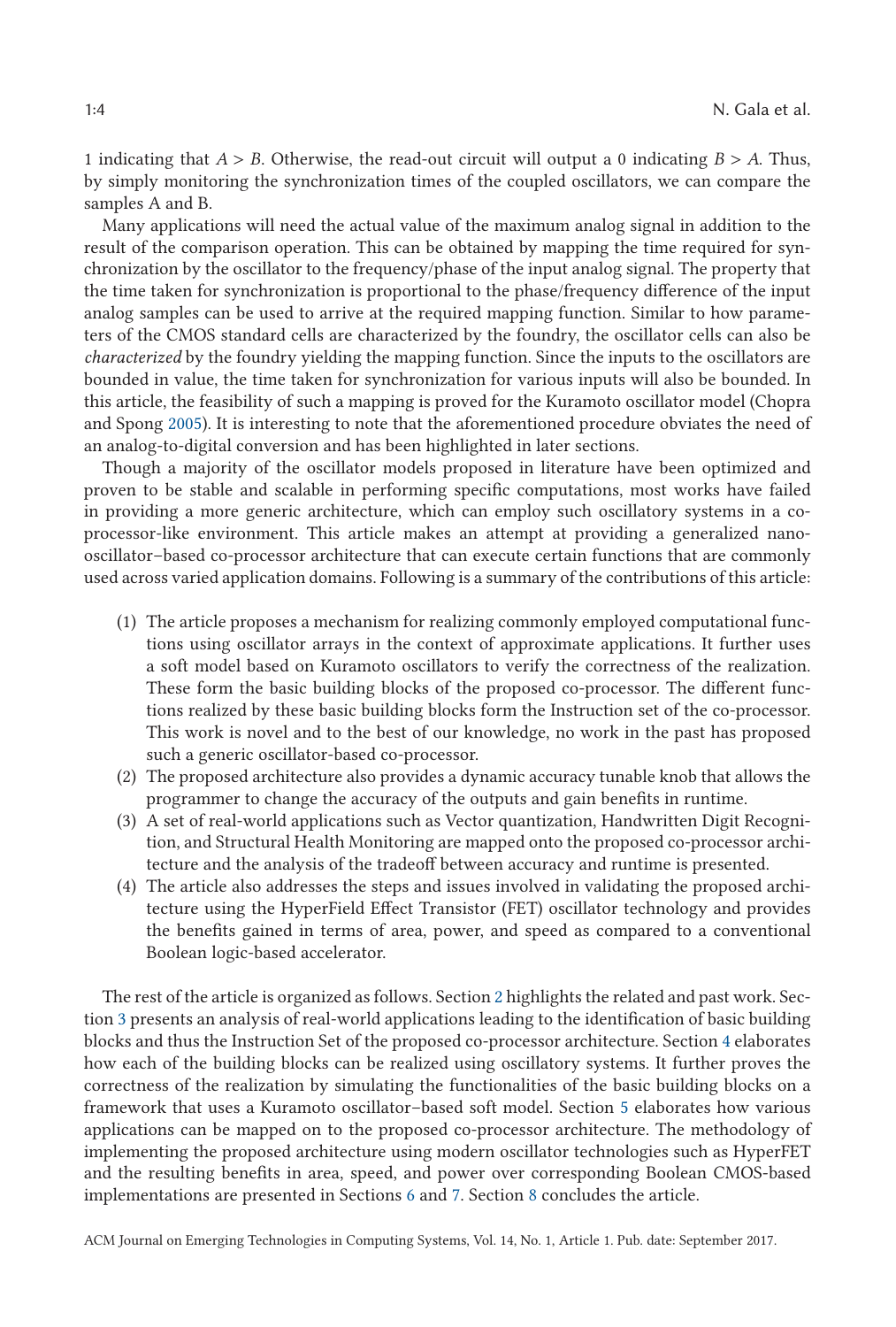1 indicating that $A > B$. Otherwise, the read-out circuit will output a 0 indicating $B > A$. Thus, by simply monitoring the synchronization times of the coupled oscillators, we can compare the samples A and B.

Many applications will need the actual value of the maximum analog signal in addition to the result of the comparison operation. This can be obtained by mapping the time required for synchronization by the oscillator to the frequency/phase of the input analog signal. The property that the time taken for synchronization is proportional to the phase/frequency difference of the input analog samples can be used to arrive at the required mapping function. Similar to how parameters of the CMOS standard cells are characterized by the foundry, the oscillator cells can also be *characterized* by the foundry yielding the mapping function. Since the inputs to the oscillators are bounded in value, the time taken for synchronization for various inputs will also be bounded. In this article, the feasibility of such a mapping is proved for the Kuramoto oscillator model (Chopra and Spong 2005). It is interesting to note that the aforementioned procedure obviates the need of an analog-to-digital conversion and has been highlighted in later sections.

Though a majority of the oscillator models proposed in literature have been optimized and proven to be stable and scalable in performing specific computations, most works have failed in providing a more generic architecture, which can employ such oscillatory systems in a co-processor-like environment. This article makes an attempt at providing a generalized nano-oscillator–based co-processor architecture that can execute certain functions that are commonly used across varied application domains. Following is a summary of the contributions of this article:

(1) The article proposes a mechanism for realizing commonly employed computational functions using oscillator arrays in the context of approximate applications. It further uses a soft model based on Kuramoto oscillators to verify the correctness of the realization. These form the basic building blocks of the proposed co-processor. The different functions realized by these basic building blocks form the Instruction set of the co-processor. This work is novel and to the best of our knowledge, no work in the past has proposed such a generic oscillator-based co-processor.

(2) The proposed architecture also provides a dynamic accuracy tunable knob that allows the programmer to change the accuracy of the outputs and gain benefits in runtime.

(3) A set of real-world applications such as Vector quantization, Handwritten Digit Recognition, and Structural Health Monitoring are mapped onto the proposed co-processor architecture and the analysis of the tradeoff between accuracy and runtime is presented.

(4) The article also addresses the steps and issues involved in validating the proposed architecture using the HyperField Effect Transistor (FET) oscillator technology and provides the benefits gained in terms of area, power, and speed as compared to a conventional Boolean logic-based accelerator.

The rest of the article is organized as follows. Section 2 highlights the related and past work. Section 3 presents an analysis of real-world applications leading to the identification of basic building blocks and thus the Instruction Set of the proposed co-processor architecture. Section 4 elaborates how each of the building blocks can be realized using oscillatory systems. It further proves the correctness of the realization by simulating the functionalities of the basic building blocks on a framework that uses a Kuramoto oscillator–based soft model. Section 5 elaborates how various applications can be mapped on to the proposed co-processor architecture. The methodology of implementing the proposed architecture using modern oscillator technologies such as HyperFET and the resulting benefits in area, speed, and power over corresponding Boolean CMOS-based implementations are presented in Sections 6 and 7. Section 8 concludes the article.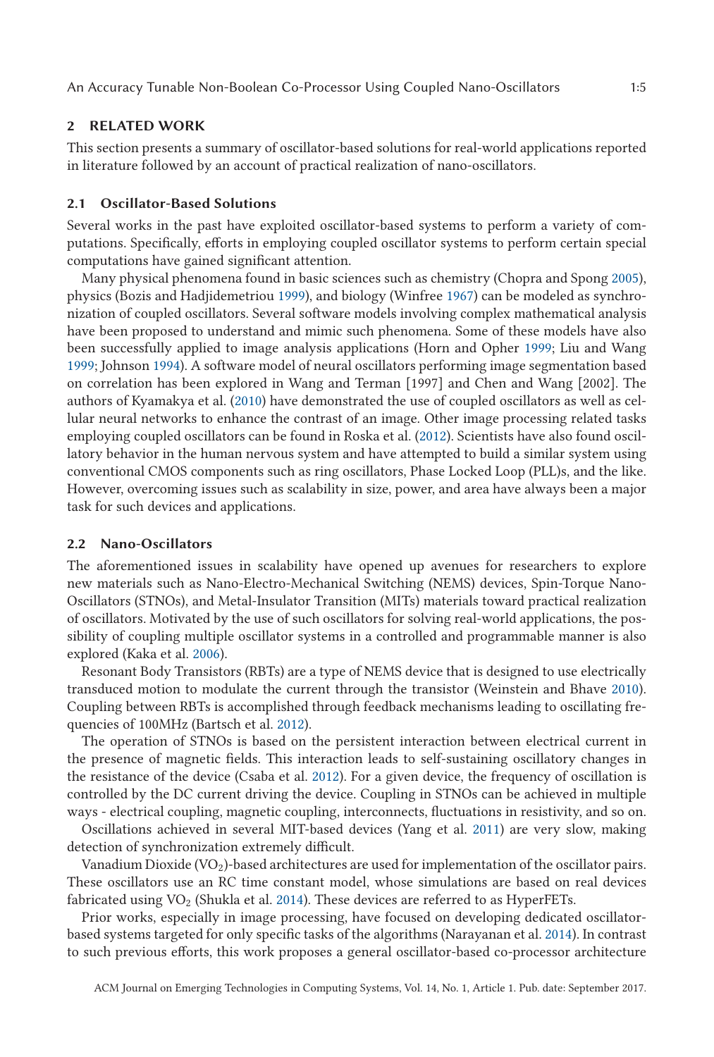## 2 RELATED WORK

This section presents a summary of oscillator-based solutions for real-world applications reported in literature followed by an account of practical realization of nano-oscillators.

### 2.1 Oscillator-Based Solutions

Several works in the past have exploited oscillator-based systems to perform a variety of computations. Specifically, efforts in employing coupled oscillator systems to perform certain special computations have gained significant attention.

Many physical phenomena found in basic sciences such as chemistry (Chopra and Spong 2005), physics (Bozis and Hadjidemetriou 1999), and biology (Winfree 1967) can be modeled as synchronization of coupled oscillators. Several software models involving complex mathematical analysis have been proposed to understand and mimic such phenomena. Some of these models have also been successfully applied to image analysis applications (Horn and Opher 1999; Liu and Wang 1999; Johnson 1994). A software model of neural oscillators performing image segmentation based on correlation has been explored in Wang and Terman [1997] and Chen and Wang [2002]. The authors of Kyamakya et al. (2010) have demonstrated the use of coupled oscillators as well as cellular neural networks to enhance the contrast of an image. Other image processing related tasks employing coupled oscillators can be found in Roska et al. (2012). Scientists have also found oscillatory behavior in the human nervous system and have attempted to build a similar system using conventional CMOS components such as ring oscillators, Phase Locked Loop (PLL)s, and the like. However, overcoming issues such as scalability in size, power, and area have always been a major task for such devices and applications.

### 2.2 Nano-Oscillators

The aforementioned issues in scalability have opened up avenues for researchers to explore new materials such as Nano-Electro-Mechanical Switching (NEMS) devices, Spin-Torque Nano-Oscillators (STNOs), and Metal-Insulator Transition (MITs) materials toward practical realization of oscillators. Motivated by the use of such oscillators for solving real-world applications, the possibility of coupling multiple oscillator systems in a controlled and programmable manner is also explored (Kaka et al. 2006).

Resonant Body Transistors (RBTs) are a type of NEMS device that is designed to use electrically transduced motion to modulate the current through the transistor (Weinstein and Bhave 2010). Coupling between RBTs is accomplished through feedback mechanisms leading to oscillating frequencies of 100MHz (Bartsch et al. 2012).

The operation of STNOs is based on the persistent interaction between electrical current in the presence of magnetic fields. This interaction leads to self-sustaining oscillatory changes in the resistance of the device (Csaba et al. 2012). For a given device, the frequency of oscillation is controlled by the DC current driving the device. Coupling in STNOs can be achieved in multiple ways - electrical coupling, magnetic coupling, interconnects, fluctuations in resistivity, and so on.

Oscillations achieved in several MIT-based devices (Yang et al. 2011) are very slow, making detection of synchronization extremely difficult.

Vanadium Dioxide ($VO_2$)-based architectures are used for implementation of the oscillator pairs. These oscillators use an RC time constant model, whose simulations are based on real devices fabricated using $VO_2$ (Shukla et al. 2014). These devices are referred to as HyperFETs.

Prior works, especially in image processing, have focused on developing dedicated oscillator-based systems targeted for only specific tasks of the algorithms (Narayanan et al. 2014). In contrast to such previous efforts, this work proposes a general oscillator-based co-processor architecture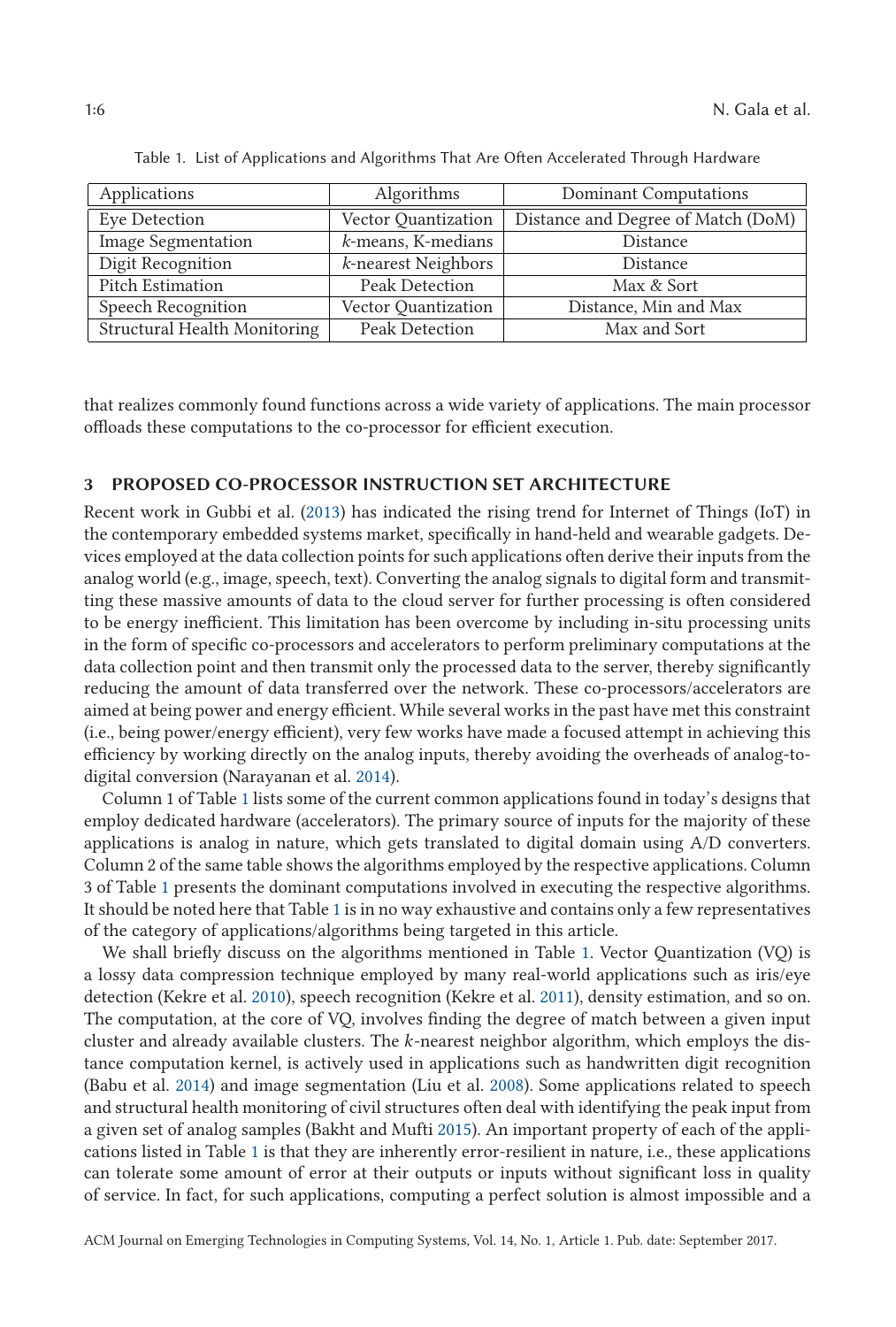Table 1. List of Applications and Algorithms That Are Often Accelerated Through Hardware

| Applications | Algorithms | Dominant Computations |
|---|---|---|
| Eye Detection | Vector Quantization | Distance and Degree of Match (DoM) |
| Image Segmentation | *k*-means, K-medians | Distance |
| Digit Recognition | *k*-nearest Neighbors | Distance |
| Pitch Estimation | Peak Detection | Max & Sort |
| Speech Recognition | Vector Quantization | Distance, Min and Max |
| Structural Health Monitoring | Peak Detection | Max and Sort |

that realizes commonly found functions across a wide variety of applications. The main processor offloads these computations to the co-processor for efficient execution.

## 3 PROPOSED CO-PROCESSOR INSTRUCTION SET ARCHITECTURE

Recent work in Gubbi et al. (2013) has indicated the rising trend for Internet of Things (IoT) in the contemporary embedded systems market, specifically in hand-held and wearable gadgets. Devices employed at the data collection points for such applications often derive their inputs from the analog world (e.g., image, speech, text). Converting the analog signals to digital form and transmitting these massive amounts of data to the cloud server for further processing is often considered to be energy inefficient. This limitation has been overcome by including in-situ processing units in the form of specific co-processors and accelerators to perform preliminary computations at the data collection point and then transmit only the processed data to the server, thereby significantly reducing the amount of data transferred over the network. These co-processors/accelerators are aimed at being power and energy efficient. While several works in the past have met this constraint (i.e., being power/energy efficient), very few works have made a focused attempt in achieving this efficiency by working directly on the analog inputs, thereby avoiding the overheads of analog-to-digital conversion (Narayanan et al. 2014).

Column 1 of Table 1 lists some of the current common applications found in today's designs that employ dedicated hardware (accelerators). The primary source of inputs for the majority of these applications is analog in nature, which gets translated to digital domain using A/D converters. Column 2 of the same table shows the algorithms employed by the respective applications. Column 3 of Table 1 presents the dominant computations involved in executing the respective algorithms. It should be noted here that Table 1 is in no way exhaustive and contains only a few representatives of the category of applications/algorithms being targeted in this article.

We shall briefly discuss on the algorithms mentioned in Table 1. Vector Quantization (VQ) is a lossy data compression technique employed by many real-world applications such as iris/eye detection (Kekre et al. 2010), speech recognition (Kekre et al. 2011), density estimation, and so on. The computation, at the core of VQ, involves finding the degree of match between a given input cluster and already available clusters. The *k*-nearest neighbor algorithm, which employs the distance computation kernel, is actively used in applications such as handwritten digit recognition (Babu et al. 2014) and image segmentation (Liu et al. 2008). Some applications related to speech and structural health monitoring of civil structures often deal with identifying the peak input from a given set of analog samples (Bakht and Mufti 2015). An important property of each of the applications listed in Table 1 is that they are inherently error-resilient in nature, i.e., these applications can tolerate some amount of error at their outputs or inputs without significant loss in quality of service. In fact, for such applications, computing a perfect solution is almost impossible and a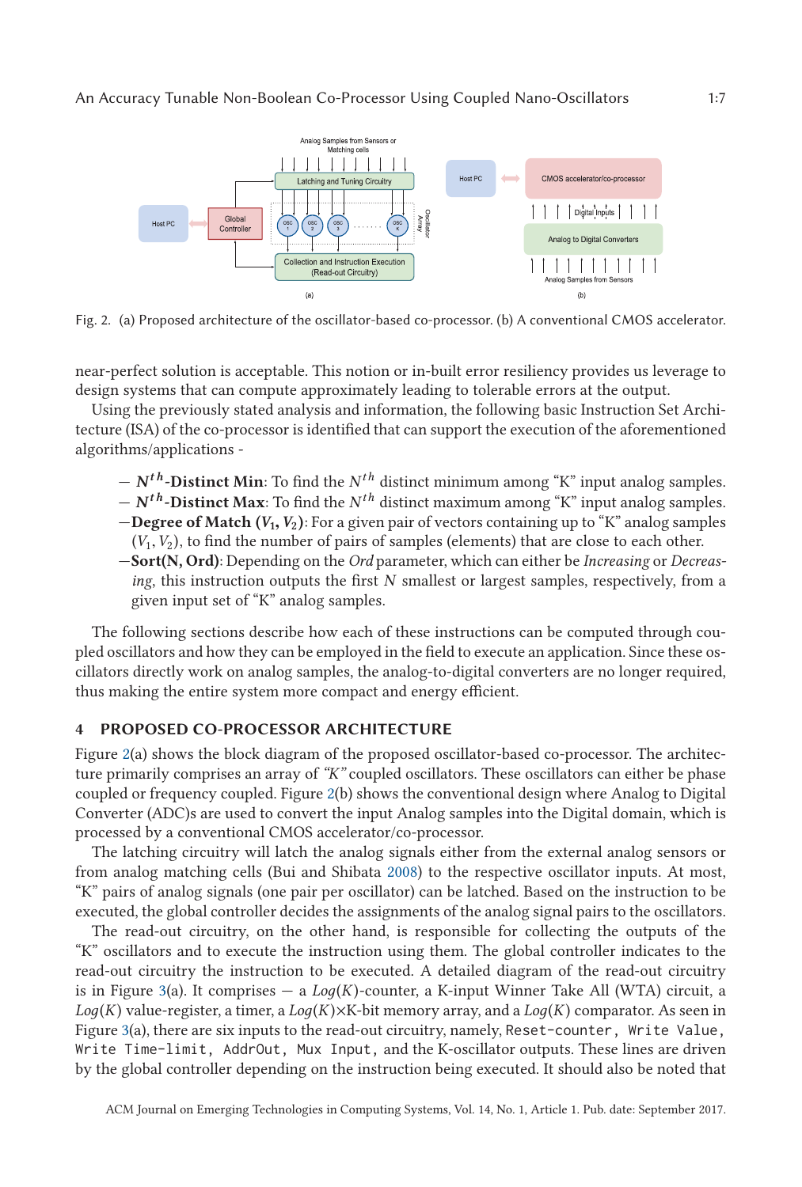Fig. 2. (a) Proposed architecture of the oscillator-based co-processor. (b) A conventional CMOS accelerator.

near-perfect solution is acceptable. This notion or in-built error resiliency provides us leverage to design systems that can compute approximately leading to tolerable errors at the output.

Using the previously stated analysis and information, the following basic Instruction Set Architecture (ISA) of the co-processor is identified that can support the execution of the aforementioned algorithms/applications -

- **$N^{th}$-Distinct Min**: To find the $N^{th}$ distinct minimum among "K" input analog samples.
- **$N^{th}$-Distinct Max**: To find the $N^{th}$ distinct maximum among "K" input analog samples.
- **Degree of Match ($V_1, V_2$)**: For a given pair of vectors containing up to "K" analog samples ($V_1, V_2$), to find the number of pairs of samples (elements) that are close to each other.
- **Sort(N, Ord)**: Depending on the *Ord* parameter, which can either be *Increasing* or *Decreasing*, this instruction outputs the first $N$ smallest or largest samples, respectively, from a given input set of "K" analog samples.

The following sections describe how each of these instructions can be computed through coupled oscillators and how they can be employed in the field to execute an application. Since these oscillators directly work on analog samples, the analog-to-digital converters are no longer required, thus making the entire system more compact and energy efficient.

## 4 PROPOSED CO-PROCESSOR ARCHITECTURE

Figure 2(a) shows the block diagram of the proposed oscillator-based co-processor. The architecture primarily comprises an array of *"K"* coupled oscillators. These oscillators can either be phase coupled or frequency coupled. Figure 2(b) shows the conventional design where Analog to Digital Converter (ADC)s are used to convert the input Analog samples into the Digital domain, which is processed by a conventional CMOS accelerator/co-processor.

The latching circuitry will latch the analog signals either from the external analog sensors or from analog matching cells (Bui and Shibata 2008) to the respective oscillator inputs. At most, "K" pairs of analog signals (one pair per oscillator) can be latched. Based on the instruction to be executed, the global controller decides the assignments of the analog signal pairs to the oscillators.

The read-out circuitry, on the other hand, is responsible for collecting the outputs of the "K" oscillators and to execute the instruction using them. The global controller indicates to the read-out circuitry the instruction to be executed. A detailed diagram of the read-out circuitry is in Figure 3(a). It comprises — a $Log(K)$-counter, a K-input Winner Take All (WTA) circuit, a $Log(K)$ value-register, a timer, a $Log(K)\times$K-bit memory array, and a $Log(K)$ comparator. As seen in Figure 3(a), there are six inputs to the read-out circuitry, namely, `Reset-counter`, `Write Value`, `Write Time-limit`, `AddrOut`, `Mux Input`, and the K-oscillator outputs. These lines are driven by the global controller depending on the instruction being executed. It should also be noted that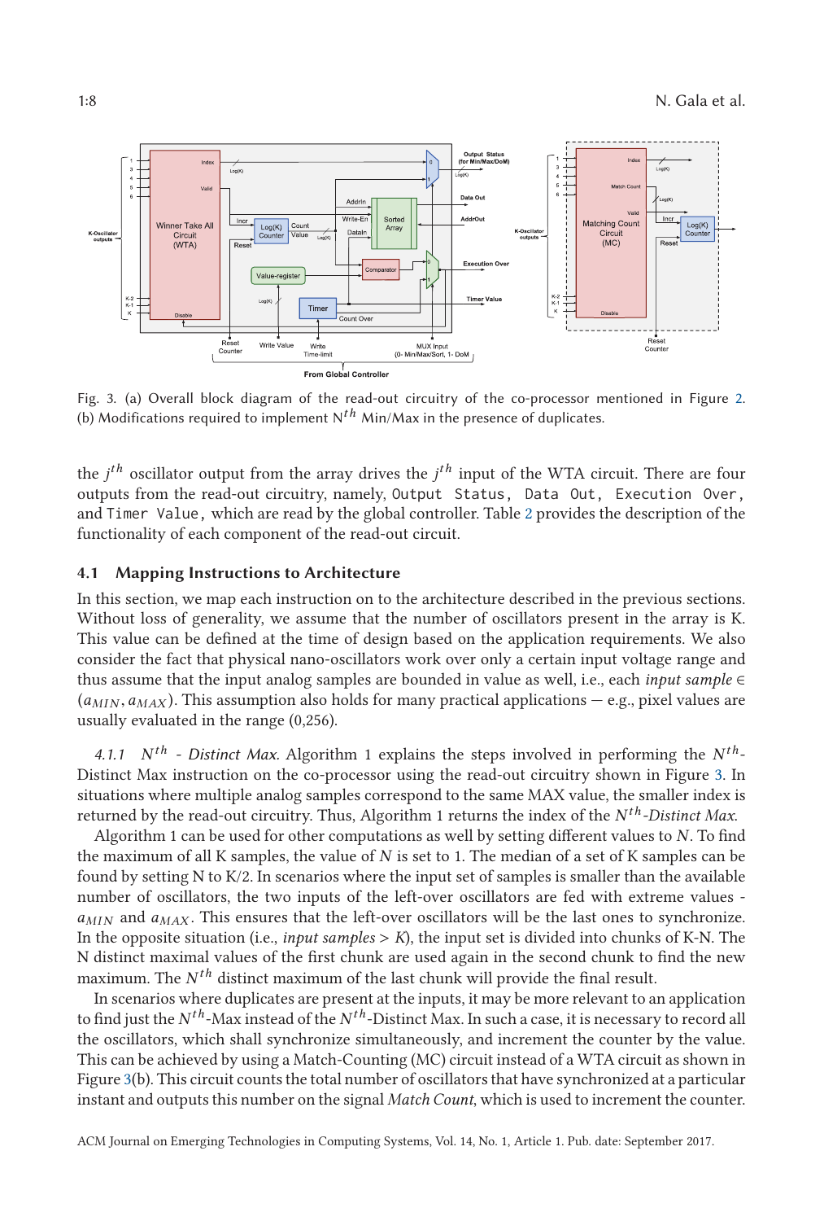Fig. 3. (a) Overall block diagram of the read-out circuitry of the co-processor mentioned in Figure 2. (b) Modifications required to implement N$^{th}$ Min/Max in the presence of duplicates.

the $j^{th}$ oscillator output from the array drives the $j^{th}$ input of the WTA circuit. There are four outputs from the read-out circuitry, namely, `Output Status`, `Data Out`, `Execution Over`, and `Timer Value`, which are read by the global controller. Table 2 provides the description of the functionality of each component of the read-out circuit.

### 4.1 Mapping Instructions to Architecture

In this section, we map each instruction on to the architecture described in the previous sections. Without loss of generality, we assume that the number of oscillators present in the array is K. This value can be defined at the time of design based on the application requirements. We also consider the fact that physical nano-oscillators work over only a certain input voltage range and thus assume that the input analog samples are bounded in value as well, i.e., each *input sample* $\in (a_{MIN}, a_{MAX})$. This assumption also holds for many practical applications — e.g., pixel values are usually evaluated in the range (0,256).

*4.1.1 $N^{th}$ - Distinct Max.* Algorithm 1 explains the steps involved in performing the $N^{th}$-Distinct Max instruction on the co-processor using the read-out circuitry shown in Figure 3. In situations where multiple analog samples correspond to the same MAX value, the smaller index is returned by the read-out circuitry. Thus, Algorithm 1 returns the index of the *$N^{th}$-Distinct Max*.

Algorithm 1 can be used for other computations as well by setting different values to $N$. To find the maximum of all K samples, the value of $N$ is set to 1. The median of a set of K samples can be found by setting N to K/2. In scenarios where the input set of samples is smaller than the available number of oscillators, the two inputs of the left-over oscillators are fed with extreme values - $a_{MIN}$ and $a_{MAX}$. This ensures that the left-over oscillators will be the last ones to synchronize. In the opposite situation (i.e., *input samples* > *K*), the input set is divided into chunks of K-N. The N distinct maximal values of the first chunk are used again in the second chunk to find the new maximum. The $N^{th}$ distinct maximum of the last chunk will provide the final result.

In scenarios where duplicates are present at the inputs, it may be more relevant to an application to find just the $N^{th}$-Max instead of the $N^{th}$-Distinct Max. In such a case, it is necessary to record all the oscillators, which shall synchronize simultaneously, and increment the counter by the value. This can be achieved by using a Match-Counting (MC) circuit instead of a WTA circuit as shown in Figure 3(b). This circuit counts the total number of oscillators that have synchronized at a particular instant and outputs this number on the signal *Match Count*, which is used to increment the counter.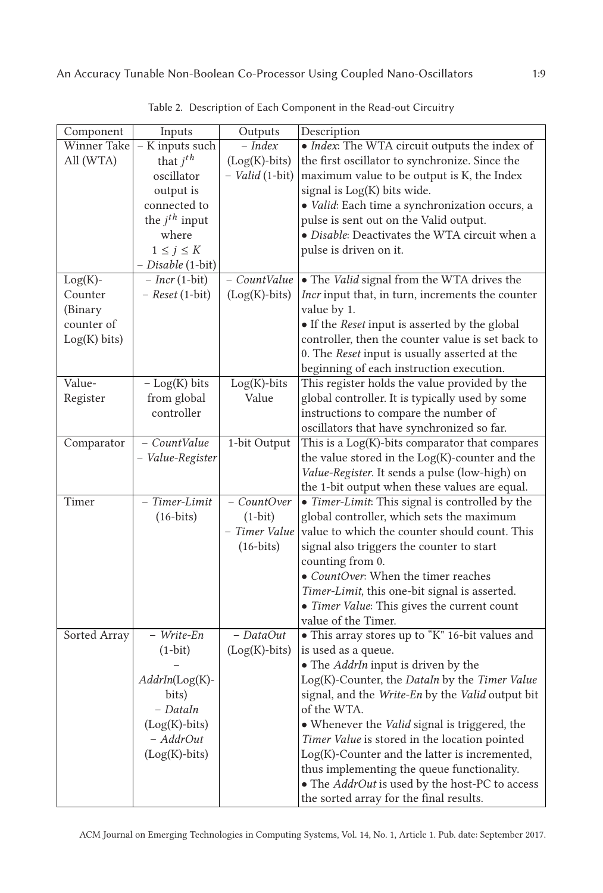Table 2. Description of Each Component in the Read-out Circuitry

| Component | Inputs | Outputs | Description |
|---|---|---|---|
| Winner Take All (WTA) | – K inputs such that $j^{th}$ oscillator output is connected to the $j^{th}$ input where $1 \leq j \leq K$<br>– *Disable* (1-bit) | – *Index* (Log(K)-bits)<br>– *Valid* (1-bit) | • *Index*: The WTA circuit outputs the index of the first oscillator to synchronize. Since the maximum value to be output is K, the Index signal is Log(K) bits wide.<br>• *Valid*: Each time a synchronization occurs, a pulse is sent out on the Valid output.<br>• *Disable*: Deactivates the WTA circuit when a pulse is driven on it. |
| Log(K)-Counter (Binary counter of Log(K) bits) | – *Incr* (1-bit)<br>– *Reset* (1-bit) | – *CountValue* (Log(K)-bits) | • The *Valid* signal from the WTA drives the *Incr* input that, in turn, increments the counter value by 1.<br>• If the *Reset* input is asserted by the global controller, then the counter value is set back to 0. The *Reset* input is usually asserted at the beginning of each instruction execution. |
| Value-Register | – Log(K) bits from global controller | Log(K)-bits Value | This register holds the value provided by the global controller. It is typically used by some instructions to compare the number of oscillators that have synchronized so far. |
| Comparator | – *CountValue*<br>– *Value-Register* | 1-bit Output | This is a Log(K)-bits comparator that compares the value stored in the Log(K)-counter and the *Value-Register*. It sends a pulse (low-high) on the 1-bit output when these values are equal. |
| Timer | – *Timer-Limit* (16-bits) | – *CountOver* (1-bit)<br>– *Timer Value* (16-bits) | • *Timer-Limit*: This signal is controlled by the global controller, which sets the maximum value to which the counter should count. This signal also triggers the counter to start counting from 0.<br>• *CountOver*: When the timer reaches *Timer-Limit*, this one-bit signal is asserted.<br>• *Timer Value*: This gives the current count value of the Timer. |
| Sorted Array | – *Write-En* (1-bit)<br>– *AddrIn*(Log(K)-bits)<br>– *DataIn* (Log(K)-bits)<br>– *AddrOut* (Log(K)-bits) | – *DataOut* (Log(K)-bits) | • This array stores up to "K" 16-bit values and is used as a queue.<br>• The *AddrIn* input is driven by the Log(K)-Counter, the *DataIn* by the *Timer Value* signal, and the *Write-En* by the *Valid* output bit of the WTA.<br>• Whenever the *Valid* signal is triggered, the *Timer Value* is stored in the location pointed Log(K)-Counter and the latter is incremented, thus implementing the queue functionality.<br>• The *AddrOut* is used by the host-PC to access the sorted array for the final results. |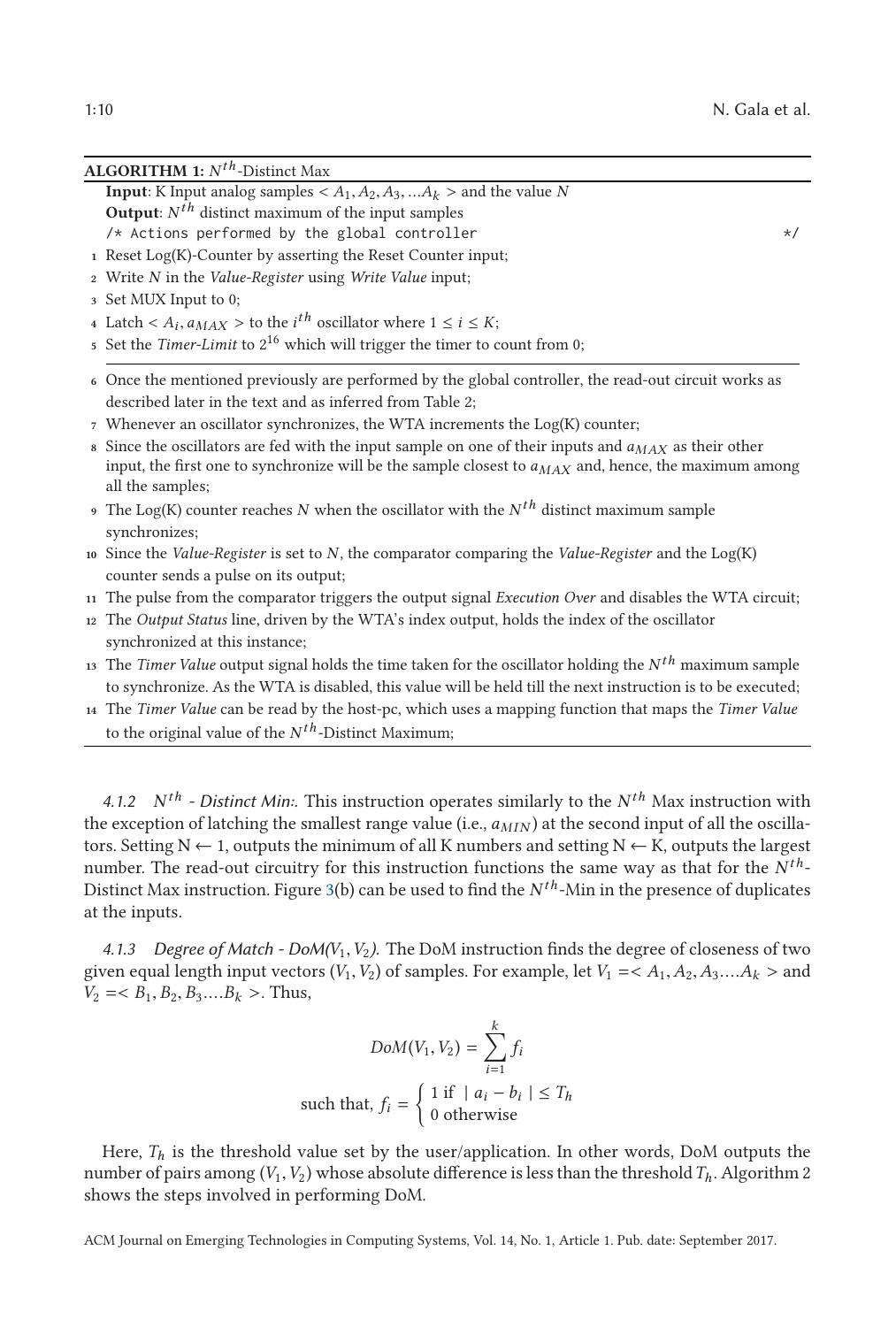**ALGORITHM 1:** $N^{th}$-Distinct Max

**Input**: K Input analog samples $< A_1, A_2, A_3, ...A_k >$ and the value $N$
**Output**: $N^{th}$ distinct maximum of the input samples

```
/* Actions performed by the global controller                    */
```

1. Reset Log(K)-Counter by asserting the Reset Counter input;
2. Write $N$ in the *Value-Register* using *Write Value* input;
3. Set MUX Input to 0;
4. Latch $< A_i, a_{MAX} >$ to the $i^{th}$ oscillator where $1 \leq i \leq K$;
5. Set the *Timer-Limit* to $2^{16}$ which will trigger the timer to count from 0;

---

6. Once the mentioned previously are performed by the global controller, the read-out circuit works as described later in the text and as inferred from Table 2;
7. Whenever an oscillator synchronizes, the WTA increments the Log(K) counter;
8. Since the oscillators are fed with the input sample on one of their inputs and $a_{MAX}$ as their other input, the first one to synchronize will be the sample closest to $a_{MAX}$ and, hence, the maximum among all the samples;
9. The Log(K) counter reaches $N$ when the oscillator with the $N^{th}$ distinct maximum sample synchronizes;
10. Since the *Value-Register* is set to $N$, the comparator comparing the *Value-Register* and the Log(K) counter sends a pulse on its output;
11. The pulse from the comparator triggers the output signal *Execution Over* and disables the WTA circuit;
12. The *Output Status* line, driven by the WTA's index output, holds the index of the oscillator synchronized at this instance;
13. The *Timer Value* output signal holds the time taken for the oscillator holding the $N^{th}$ maximum sample to synchronize. As the WTA is disabled, this value will be held till the next instruction is to be executed;
14. The *Timer Value* can be read by the host-pc, which uses a mapping function that maps the *Timer Value* to the original value of the $N^{th}$-Distinct Maximum;

*4.1.2 $N^{th}$ - Distinct Min:.* This instruction operates similarly to the $N^{th}$ Max instruction with the exception of latching the smallest range value (i.e., $a_{MIN}$) at the second input of all the oscillators. Setting N ← 1, outputs the minimum of all K numbers and setting N ← K, outputs the largest number. The read-out circuitry for this instruction functions the same way as that for the $N^{th}$-Distinct Max instruction. Figure 3(b) can be used to find the $N^{th}$-Min in the presence of duplicates at the inputs.

*4.1.3 Degree of Match - DoM($V_1, V_2$).* The DoM instruction finds the degree of closeness of two given equal length input vectors ($V_1, V_2$) of samples. For example, let $V_1 =< A_1, A_2, A_3....A_k >$ and $V_2 =< B_1, B_2, B_3....B_k >$. Thus,

$$DoM(V_1, V_2) = \sum_{i=1}^{k} f_i$$

$$\text{such that, } f_i = \begin{cases} 1 \text{ if } \mid a_i - b_i \mid \leq T_h \\ 0 \text{ otherwise} \end{cases}$$

Here, $T_h$ is the threshold value set by the user/application. In other words, DoM outputs the number of pairs among ($V_1, V_2$) whose absolute difference is less than the threshold $T_h$. Algorithm 2 shows the steps involved in performing DoM.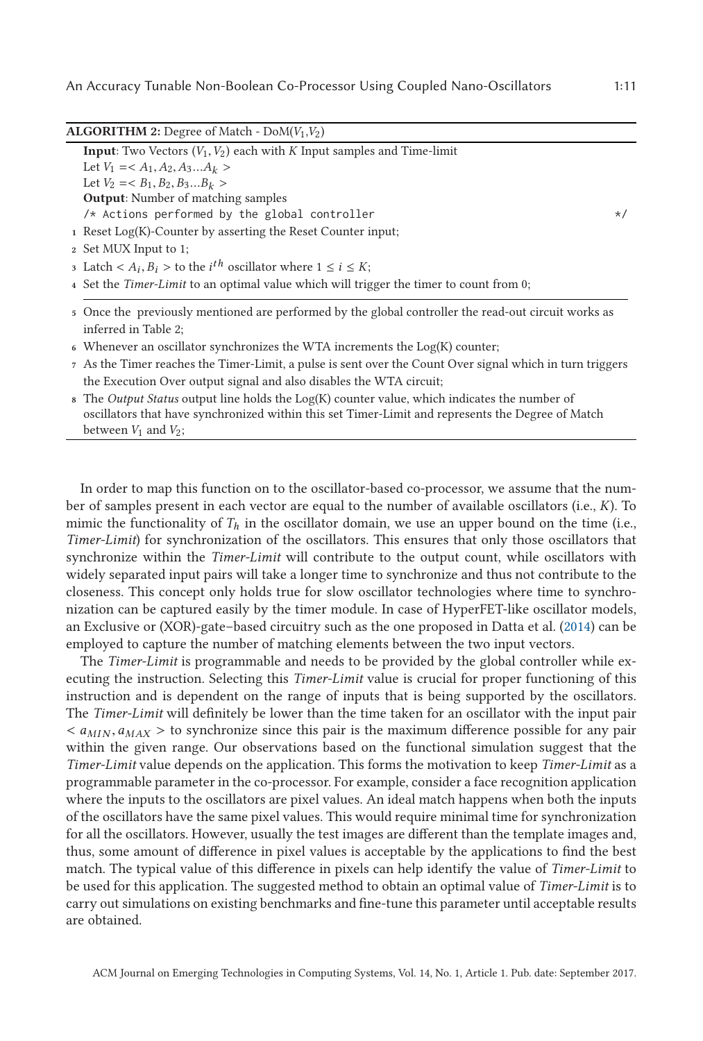**ALGORITHM 2:** Degree of Match - DoM($V_1$,$V_2$)

**Input**: Two Vectors ($V_1$, $V_2$) each with $K$ Input samples and Time-limit
Let $V_1 = < A_1, A_2, A_3 ... A_k >$
Let $V_2 = < B_1, B_2, B_3 ... B_k >$
**Output**: Number of matching samples

```
/* Actions performed by the global controller */
```

1. Reset Log(K)-Counter by asserting the Reset Counter input;
2. Set MUX Input to 1;
3. Latch $< A_i, B_i >$ to the $i^{th}$ oscillator where $1 \leq i \leq K$;
4. Set the *Timer-Limit* to an optimal value which will trigger the timer to count from 0;

---

5. Once the previously mentioned are performed by the global controller the read-out circuit works as inferred in Table 2;
6. Whenever an oscillator synchronizes the WTA increments the Log(K) counter;
7. As the Timer reaches the Timer-Limit, a pulse is sent over the Count Over signal which in turn triggers the Execution Over output signal and also disables the WTA circuit;
8. The *Output Status* output line holds the Log(K) counter value, which indicates the number of oscillators that have synchronized within this set Timer-Limit and represents the Degree of Match between $V_1$ and $V_2$;

In order to map this function on to the oscillator-based co-processor, we assume that the number of samples present in each vector are equal to the number of available oscillators (i.e., $K$). To mimic the functionality of $T_h$ in the oscillator domain, we use an upper bound on the time (i.e., *Timer-Limit*) for synchronization of the oscillators. This ensures that only those oscillators that synchronize within the *Timer-Limit* will contribute to the output count, while oscillators with widely separated input pairs will take a longer time to synchronize and thus not contribute to the closeness. This concept only holds true for slow oscillator technologies where time to synchronization can be captured easily by the timer module. In case of HyperFET-like oscillator models, an Exclusive or (XOR)-gate–based circuitry such as the one proposed in Datta et al. (2014) can be employed to capture the number of matching elements between the two input vectors.

The *Timer-Limit* is programmable and needs to be provided by the global controller while executing the instruction. Selecting this *Timer-Limit* value is crucial for proper functioning of this instruction and is dependent on the range of inputs that is being supported by the oscillators. The *Timer-Limit* will definitely be lower than the time taken for an oscillator with the input pair $< a_{MIN}, a_{MAX} >$ to synchronize since this pair is the maximum difference possible for any pair within the given range. Our observations based on the functional simulation suggest that the *Timer-Limit* value depends on the application. This forms the motivation to keep *Timer-Limit* as a programmable parameter in the co-processor. For example, consider a face recognition application where the inputs to the oscillators are pixel values. An ideal match happens when both the inputs of the oscillators have the same pixel values. This would require minimal time for synchronization for all the oscillators. However, usually the test images are different than the template images and, thus, some amount of difference in pixel values is acceptable by the applications to find the best match. The typical value of this difference in pixels can help identify the value of *Timer-Limit* to be used for this application. The suggested method to obtain an optimal value of *Timer-Limit* is to carry out simulations on existing benchmarks and fine-tune this parameter until acceptable results are obtained.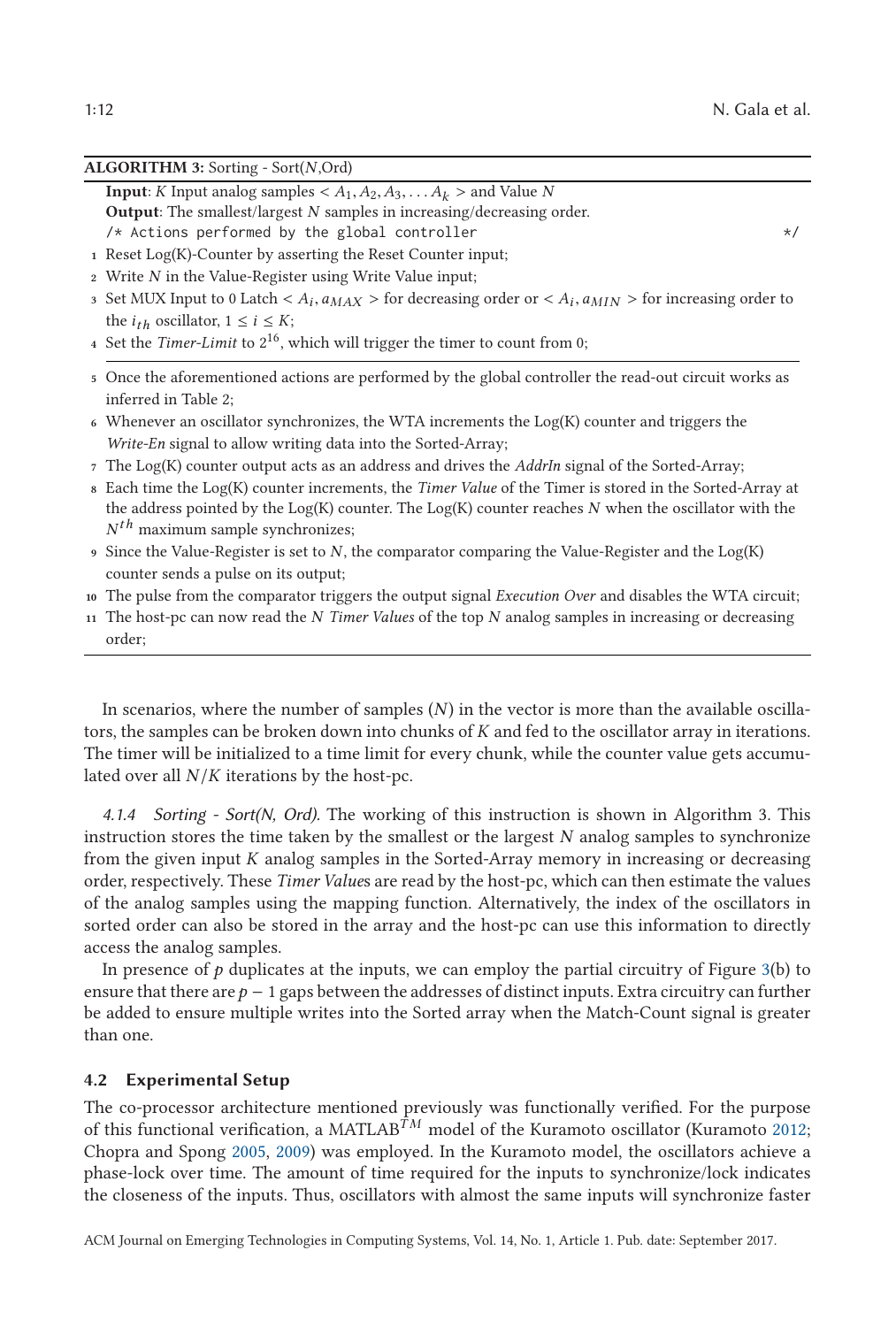**ALGORITHM 3:** Sorting - Sort(*N*,Ord)

**Input**: *K* Input analog samples $< A_1, A_2, A_3, \ldots A_k >$ and Value *N*
**Output**: The smallest/largest *N* samples in increasing/decreasing order.
/* Actions performed by the global controller */

1. Reset Log(K)-Counter by asserting the Reset Counter input;
2. Write *N* in the Value-Register using Write Value input;
3. Set MUX Input to 0 Latch $< A_i, a_{MAX} >$ for decreasing order or $< A_i, a_{MIN} >$ for increasing order to the $i_{th}$ oscillator, $1 \leq i \leq K$;
4. Set the *Timer-Limit* to $2^{16}$, which will trigger the timer to count from 0;

---

5. Once the aforementioned actions are performed by the global controller the read-out circuit works as inferred in Table 2;
6. Whenever an oscillator synchronizes, the WTA increments the Log(K) counter and triggers the *Write-En* signal to allow writing data into the Sorted-Array;
7. The Log(K) counter output acts as an address and drives the *AddrIn* signal of the Sorted-Array;
8. Each time the Log(K) counter increments, the *Timer Value* of the Timer is stored in the Sorted-Array at the address pointed by the Log(K) counter. The Log(K) counter reaches *N* when the oscillator with the $N^{th}$ maximum sample synchronizes;
9. Since the Value-Register is set to *N*, the comparator comparing the Value-Register and the Log(K) counter sends a pulse on its output;
10. The pulse from the comparator triggers the output signal *Execution Over* and disables the WTA circuit;
11. The host-pc can now read the *N* *Timer Values* of the top *N* analog samples in increasing or decreasing order;

In scenarios, where the number of samples (*N*) in the vector is more than the available oscillators, the samples can be broken down into chunks of *K* and fed to the oscillator array in iterations. The timer will be initialized to a time limit for every chunk, while the counter value gets accumulated over all $N/K$ iterations by the host-pc.

#### 4.1.4 Sorting - Sort(N, Ord).

The working of this instruction is shown in Algorithm 3. This instruction stores the time taken by the smallest or the largest *N* analog samples to synchronize from the given input *K* analog samples in the Sorted-Array memory in increasing or decreasing order, respectively. These *Timer Value*s are read by the host-pc, which can then estimate the values of the analog samples using the mapping function. Alternatively, the index of the oscillators in sorted order can also be stored in the array and the host-pc can use this information to directly access the analog samples.

In presence of *p* duplicates at the inputs, we can employ the partial circuitry of Figure 3(b) to ensure that there are $p - 1$ gaps between the addresses of distinct inputs. Extra circuitry can further be added to ensure multiple writes into the Sorted array when the Match-Count signal is greater than one.

### 4.2 Experimental Setup

The co-processor architecture mentioned previously was functionally verified. For the purpose of this functional verification, a MATLAB$^{TM}$ model of the Kuramoto oscillator (Kuramoto 2012; Chopra and Spong 2005, 2009) was employed. In the Kuramoto model, the oscillators achieve a phase-lock over time. The amount of time required for the inputs to synchronize/lock indicates the closeness of the inputs. Thus, oscillators with almost the same inputs will synchronize faster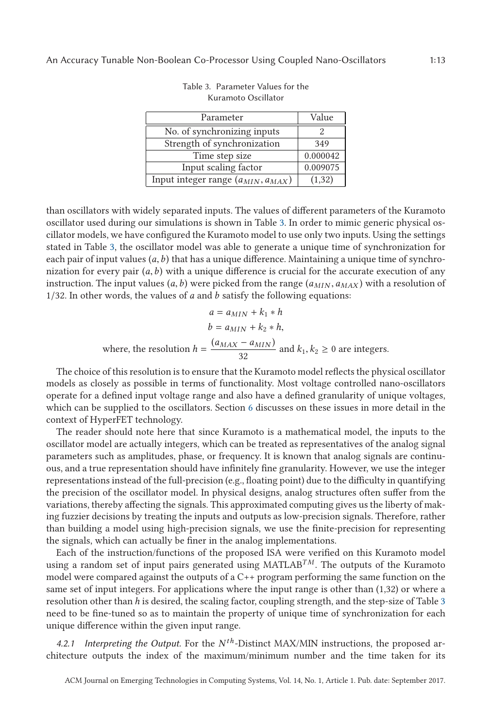Table 3. Parameter Values for the Kuramoto Oscillator

| Parameter | Value |
|---|---|
| No. of synchronizing inputs | 2 |
| Strength of synchronization | 349 |
| Time step size | 0.000042 |
| Input scaling factor | 0.009075 |
| Input integer range ($a_{MIN}, a_{MAX}$) | (1,32) |

than oscillators with widely separated inputs. The values of different parameters of the Kuramoto oscillator used during our simulations is shown in Table 3. In order to mimic generic physical oscillator models, we have configured the Kuramoto model to use only two inputs. Using the settings stated in Table 3, the oscillator model was able to generate a unique time of synchronization for each pair of input values $(a, b)$ that has a unique difference. Maintaining a unique time of synchronization for every pair $(a, b)$ with a unique difference is crucial for the accurate execution of any instruction. The input values $(a, b)$ were picked from the range $(a_{MIN}, a_{MAX})$ with a resolution of 1/32. In other words, the values of $a$ and $b$ satisfy the following equations:

$$a = a_{MIN} + k_1 * h$$

$$b = a_{MIN} + k_2 * h,$$

$$\text{where, the resolution } h = \frac{(a_{MAX} - a_{MIN})}{32} \text{ and } k_1, k_2 \geq 0 \text{ are integers.}$$

The choice of this resolution is to ensure that the Kuramoto model reflects the physical oscillator models as closely as possible in terms of functionality. Most voltage controlled nano-oscillators operate for a defined input voltage range and also have a defined granularity of unique voltages, which can be supplied to the oscillators. Section 6 discusses on these issues in more detail in the context of HyperFET technology.

The reader should note here that since Kuramoto is a mathematical model, the inputs to the oscillator model are actually integers, which can be treated as representatives of the analog signal parameters such as amplitudes, phase, or frequency. It is known that analog signals are continuous, and a true representation should have infinitely fine granularity. However, we use the integer representations instead of the full-precision (e.g., floating point) due to the difficulty in quantifying the precision of the oscillator model. In physical designs, analog structures often suffer from the variations, thereby affecting the signals. This approximated computing gives us the liberty of making fuzzier decisions by treating the inputs and outputs as low-precision signals. Therefore, rather than building a model using high-precision signals, we use the finite-precision for representing the signals, which can actually be finer in the analog implementations.

Each of the instruction/functions of the proposed ISA were verified on this Kuramoto model using a random set of input pairs generated using MATLAB$^{TM}$. The outputs of the Kuramoto model were compared against the outputs of a C++ program performing the same function on the same set of input integers. For applications where the input range is other than (1,32) or where a resolution other than $h$ is desired, the scaling factor, coupling strength, and the step-size of Table 3 need to be fine-tuned so as to maintain the property of unique time of synchronization for each unique difference within the given input range.

*4.2.1 Interpreting the Output.* For the $N^{th}$-Distinct MAX/MIN instructions, the proposed architecture outputs the index of the maximum/minimum number and the time taken for its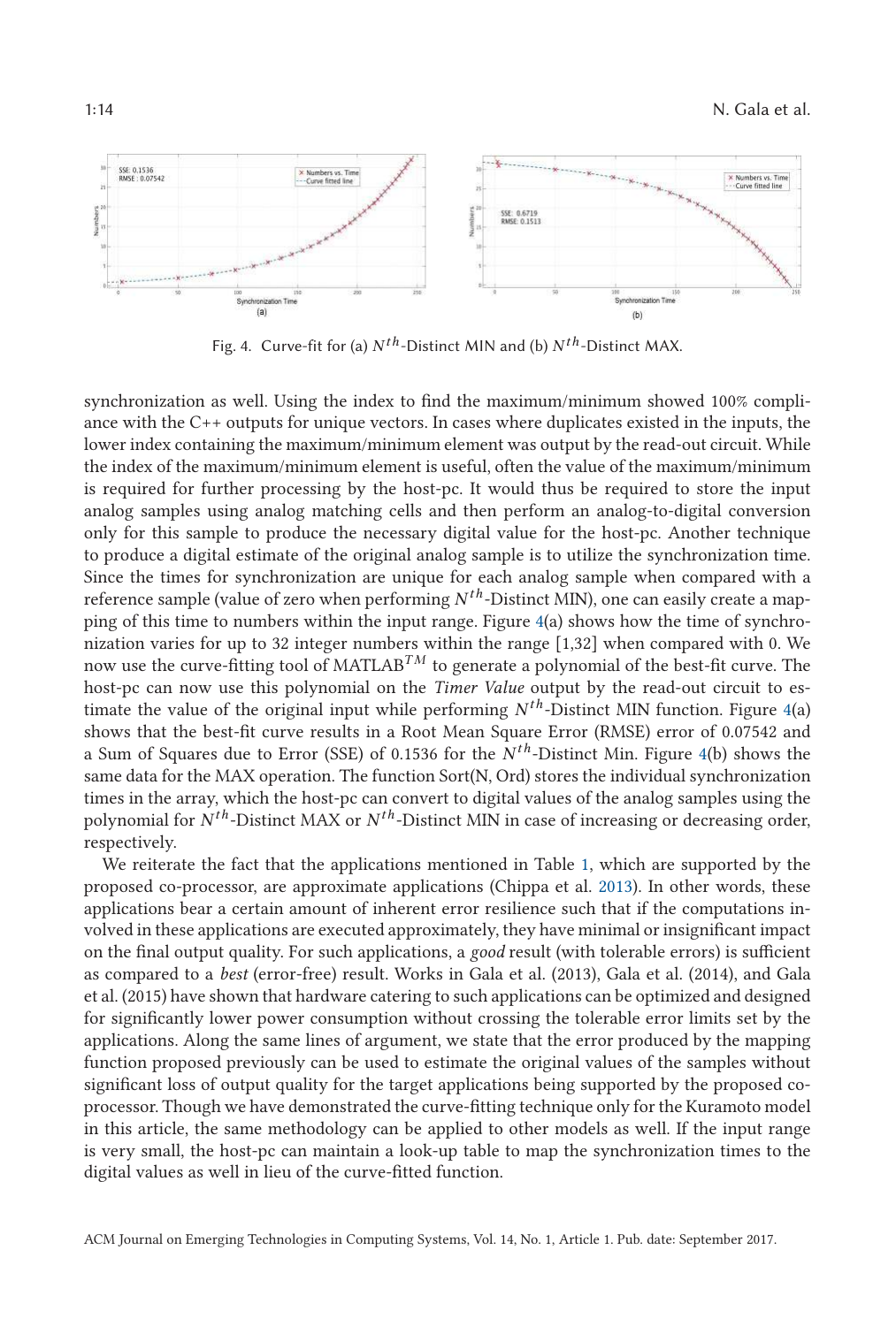Fig. 4. Curve-fit for (a) $N^{th}$-Distinct MIN and (b) $N^{th}$-Distinct MAX.

synchronization as well. Using the index to find the maximum/minimum showed 100% compliance with the C++ outputs for unique vectors. In cases where duplicates existed in the inputs, the lower index containing the maximum/minimum element was output by the read-out circuit. While the index of the maximum/minimum element is useful, often the value of the maximum/minimum is required for further processing by the host-pc. It would thus be required to store the input analog samples using analog matching cells and then perform an analog-to-digital conversion only for this sample to produce the necessary digital value for the host-pc. Another technique to produce a digital estimate of the original analog sample is to utilize the synchronization time. Since the times for synchronization are unique for each analog sample when compared with a reference sample (value of zero when performing $N^{th}$-Distinct MIN), one can easily create a mapping of this time to numbers within the input range. Figure 4(a) shows how the time of synchronization varies for up to 32 integer numbers within the range [1,32] when compared with 0. We now use the curve-fitting tool of MATLAB$^{TM}$ to generate a polynomial of the best-fit curve. The host-pc can now use this polynomial on the *Timer Value* output by the read-out circuit to estimate the value of the original input while performing $N^{th}$-Distinct MIN function. Figure 4(a) shows that the best-fit curve results in a Root Mean Square Error (RMSE) error of 0.07542 and a Sum of Squares due to Error (SSE) of 0.1536 for the $N^{th}$-Distinct Min. Figure 4(b) shows the same data for the MAX operation. The function Sort(N, Ord) stores the individual synchronization times in the array, which the host-pc can convert to digital values of the analog samples using the polynomial for $N^{th}$-Distinct MAX or $N^{th}$-Distinct MIN in case of increasing or decreasing order, respectively.

We reiterate the fact that the applications mentioned in Table 1, which are supported by the proposed co-processor, are approximate applications (Chippa et al. 2013). In other words, these applications bear a certain amount of inherent error resilience such that if the computations involved in these applications are executed approximately, they have minimal or insignificant impact on the final output quality. For such applications, a *good* result (with tolerable errors) is sufficient as compared to a *best* (error-free) result. Works in Gala et al. (2013), Gala et al. (2014), and Gala et al. (2015) have shown that hardware catering to such applications can be optimized and designed for significantly lower power consumption without crossing the tolerable error limits set by the applications. Along the same lines of argument, we state that the error produced by the mapping function proposed previously can be used to estimate the original values of the samples without significant loss of output quality for the target applications being supported by the proposed co-processor. Though we have demonstrated the curve-fitting technique only for the Kuramoto model in this article, the same methodology can be applied to other models as well. If the input range is very small, the host-pc can maintain a look-up table to map the synchronization times to the digital values as well in lieu of the curve-fitted function.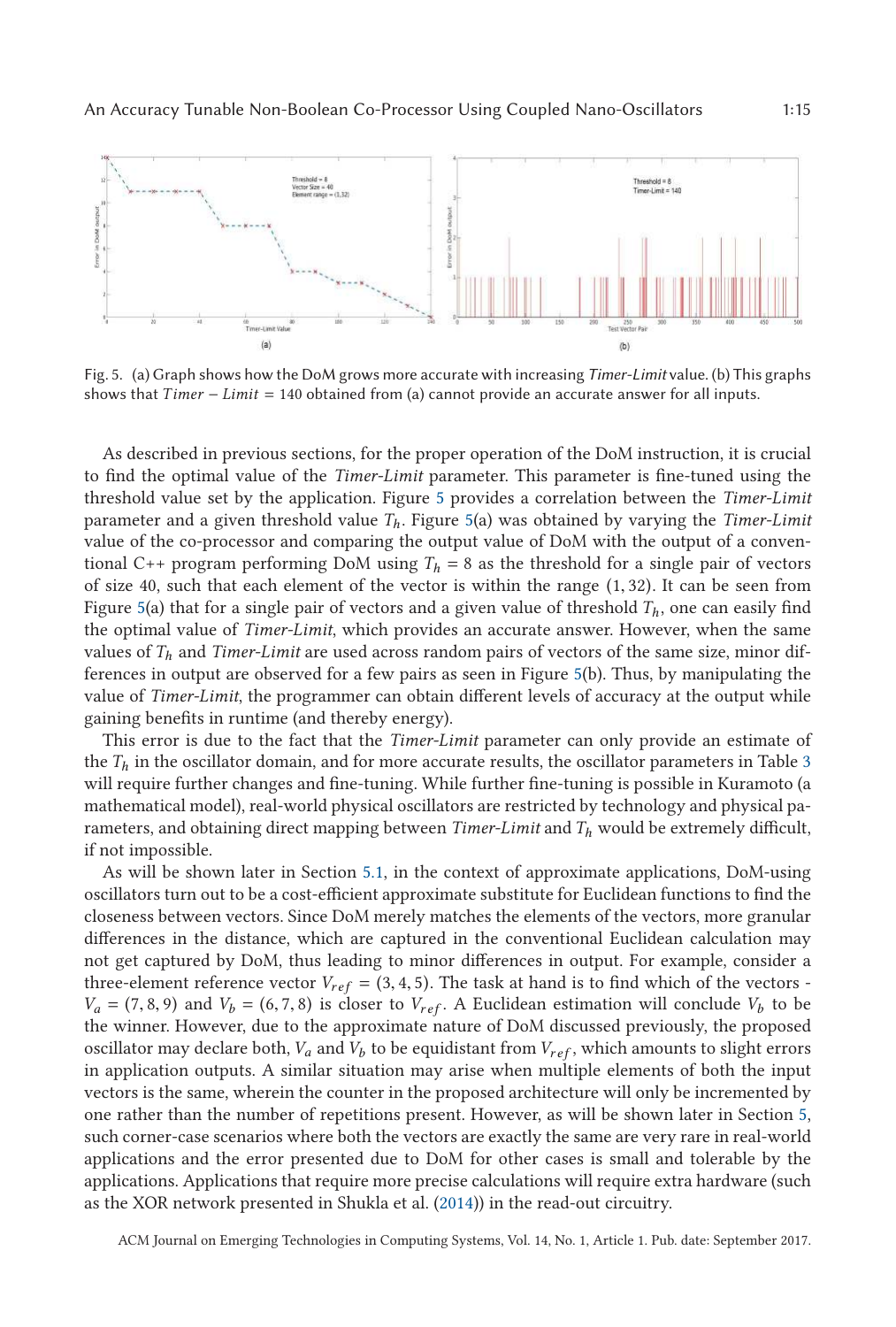Fig. 5. (a) Graph shows how the DoM grows more accurate with increasing *Timer-Limit* value. (b) This graphs shows that $Timer - Limit = 140$ obtained from (a) cannot provide an accurate answer for all inputs.

As described in previous sections, for the proper operation of the DoM instruction, it is crucial to find the optimal value of the *Timer-Limit* parameter. This parameter is fine-tuned using the threshold value set by the application. Figure 5 provides a correlation between the *Timer-Limit* parameter and a given threshold value $T_h$. Figure 5(a) was obtained by varying the *Timer-Limit* value of the co-processor and comparing the output value of DoM with the output of a conventional C++ program performing DoM using $T_h = 8$ as the threshold for a single pair of vectors of size 40, such that each element of the vector is within the range $(1, 32)$. It can be seen from Figure 5(a) that for a single pair of vectors and a given value of threshold $T_h$, one can easily find the optimal value of *Timer-Limit*, which provides an accurate answer. However, when the same values of $T_h$ and *Timer-Limit* are used across random pairs of vectors of the same size, minor differences in output are observed for a few pairs as seen in Figure 5(b). Thus, by manipulating the value of *Timer-Limit*, the programmer can obtain different levels of accuracy at the output while gaining benefits in runtime (and thereby energy).

This error is due to the fact that the *Timer-Limit* parameter can only provide an estimate of the $T_h$ in the oscillator domain, and for more accurate results, the oscillator parameters in Table 3 will require further changes and fine-tuning. While further fine-tuning is possible in Kuramoto (a mathematical model), real-world physical oscillators are restricted by technology and physical parameters, and obtaining direct mapping between *Timer-Limit* and $T_h$ would be extremely difficult, if not impossible.

As will be shown later in Section 5.1, in the context of approximate applications, DoM-using oscillators turn out to be a cost-efficient approximate substitute for Euclidean functions to find the closeness between vectors. Since DoM merely matches the elements of the vectors, more granular differences in the distance, which are captured in the conventional Euclidean calculation may not get captured by DoM, thus leading to minor differences in output. For example, consider a three-element reference vector $V_{ref} = (3, 4, 5)$. The task at hand is to find which of the vectors - $V_a = (7, 8, 9)$ and $V_b = (6, 7, 8)$ is closer to $V_{ref}$. A Euclidean estimation will conclude $V_b$ to be the winner. However, due to the approximate nature of DoM discussed previously, the proposed oscillator may declare both, $V_a$ and $V_b$ to be equidistant from $V_{ref}$, which amounts to slight errors in application outputs. A similar situation may arise when multiple elements of both the input vectors is the same, wherein the counter in the proposed architecture will only be incremented by one rather than the number of repetitions present. However, as will be shown later in Section 5, such corner-case scenarios where both the vectors are exactly the same are very rare in real-world applications and the error presented due to DoM for other cases is small and tolerable by the applications. Applications that require more precise calculations will require extra hardware (such as the XOR network presented in Shukla et al. (2014)) in the read-out circuitry.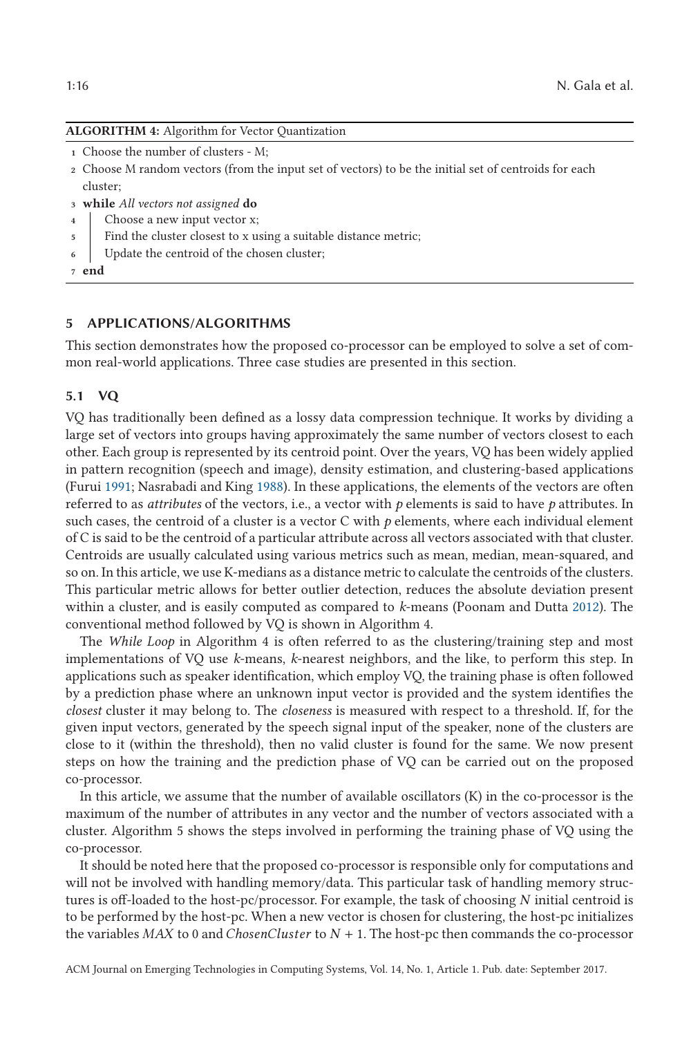**ALGORITHM 4:** Algorithm for Vector Quantization

```
1 Choose the number of clusters - M;
2 Choose M random vectors (from the input set of vectors) to be the initial set of centroids for each
  cluster;
3 while All vectors not assigned do
4     Choose a new input vector x;
5     Find the cluster closest to x using a suitable distance metric;
6     Update the centroid of the chosen cluster;
7 end
```

## 5 APPLICATIONS/ALGORITHMS

This section demonstrates how the proposed co-processor can be employed to solve a set of common real-world applications. Three case studies are presented in this section.

### 5.1 VQ

VQ has traditionally been defined as a lossy data compression technique. It works by dividing a large set of vectors into groups having approximately the same number of vectors closest to each other. Each group is represented by its centroid point. Over the years, VQ has been widely applied in pattern recognition (speech and image), density estimation, and clustering-based applications (Furui 1991; Nasrabadi and King 1988). In these applications, the elements of the vectors are often referred to as *attributes* of the vectors, i.e., a vector with $p$ elements is said to have $p$ attributes. In such cases, the centroid of a cluster is a vector C with $p$ elements, where each individual element of C is said to be the centroid of a particular attribute across all vectors associated with that cluster. Centroids are usually calculated using various metrics such as mean, median, mean-squared, and so on. In this article, we use K-medians as a distance metric to calculate the centroids of the clusters. This particular metric allows for better outlier detection, reduces the absolute deviation present within a cluster, and is easily computed as compared to $k$-means (Poonam and Dutta 2012). The conventional method followed by VQ is shown in Algorithm 4.

The *While Loop* in Algorithm 4 is often referred to as the clustering/training step and most implementations of VQ use $k$-means, $k$-nearest neighbors, and the like, to perform this step. In applications such as speaker identification, which employ VQ, the training phase is often followed by a prediction phase where an unknown input vector is provided and the system identifies the *closest* cluster it may belong to. The *closeness* is measured with respect to a threshold. If, for the given input vectors, generated by the speech signal input of the speaker, none of the clusters are close to it (within the threshold), then no valid cluster is found for the same. We now present steps on how the training and the prediction phase of VQ can be carried out on the proposed co-processor.

In this article, we assume that the number of available oscillators (K) in the co-processor is the maximum of the number of attributes in any vector and the number of vectors associated with a cluster. Algorithm 5 shows the steps involved in performing the training phase of VQ using the co-processor.

It should be noted here that the proposed co-processor is responsible only for computations and will not be involved with handling memory/data. This particular task of handling memory structures is off-loaded to the host-pc/processor. For example, the task of choosing $N$ initial centroid is to be performed by the host-pc. When a new vector is chosen for clustering, the host-pc initializes the variables $MAX$ to 0 and $ChosenCluster$ to $N + 1$. The host-pc then commands the co-processor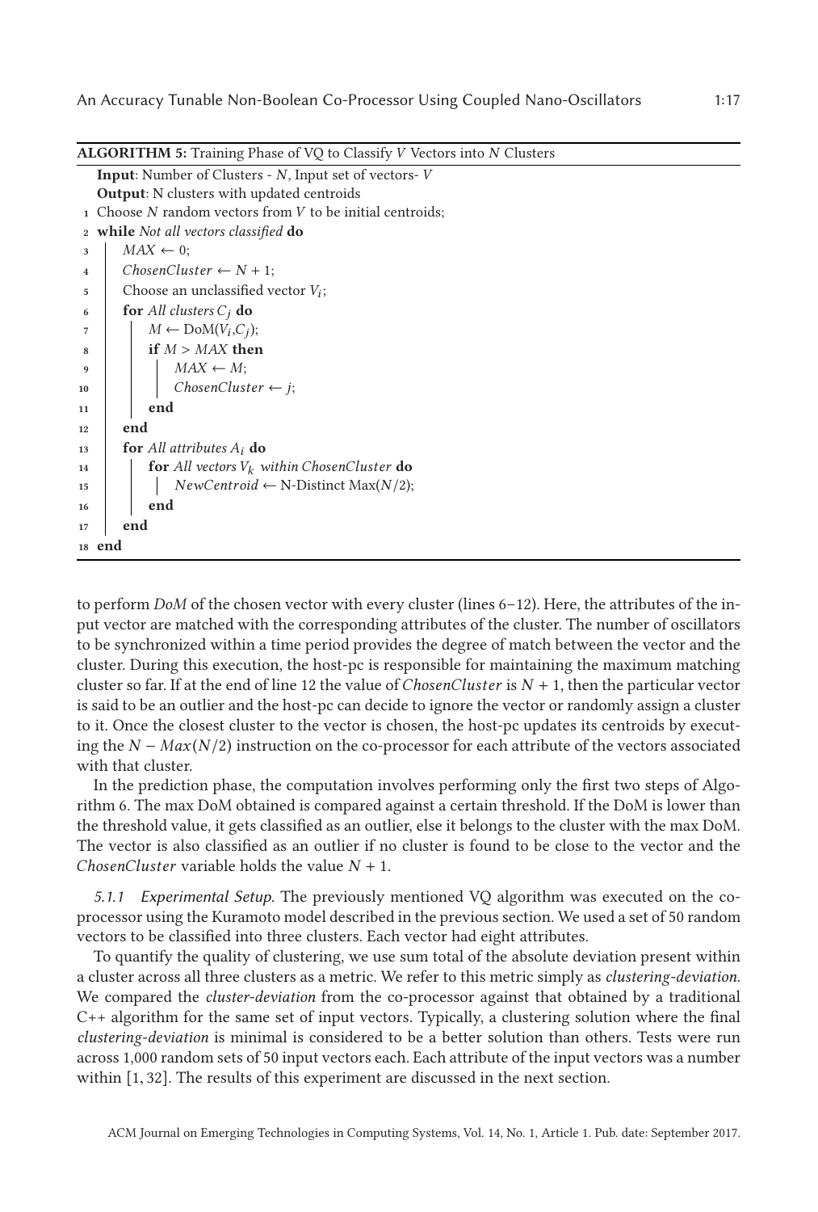**ALGORITHM 5:** Training Phase of VQ to Classify $V$ Vectors into $N$ Clusters

```
   Input: Number of Clusters - N, Input set of vectors- V
   Output: N clusters with updated centroids
 1 Choose N random vectors from V to be initial centroids;
 2 while Not all vectors classified do
 3     MAX ← 0;
 4     ChosenCluster ← N + 1;
 5     Choose an unclassified vector V_i;
 6     for All clusters C_j do
 7         M ← DoM(V_i,C_j);
 8         if M > MAX then
 9             MAX ← M;
10             ChosenCluster ← j;
11         end
12     end
13     for All attributes A_i do
14         for All vectors V_k within ChosenCluster do
15             NewCentroid ← N-Distinct Max(N/2);
16         end
17     end
18 end
```

to perform *DoM* of the chosen vector with every cluster (lines 6–12). Here, the attributes of the input vector are matched with the corresponding attributes of the cluster. The number of oscillators to be synchronized within a time period provides the degree of match between the vector and the cluster. During this execution, the host-pc is responsible for maintaining the maximum matching cluster so far. If at the end of line 12 the value of *ChosenCluster* is $N + 1$, then the particular vector is said to be an outlier and the host-pc can decide to ignore the vector or randomly assign a cluster to it. Once the closest cluster to the vector is chosen, the host-pc updates its centroids by executing the $N - Max(N/2)$ instruction on the co-processor for each attribute of the vectors associated with that cluster.

In the prediction phase, the computation involves performing only the first two steps of Algorithm 6. The max DoM obtained is compared against a certain threshold. If the DoM is lower than the threshold value, it gets classified as an outlier, else it belongs to the cluster with the max DoM. The vector is also classified as an outlier if no cluster is found to be close to the vector and the *ChosenCluster* variable holds the value $N + 1$.

*5.1.1 Experimental Setup.* The previously mentioned VQ algorithm was executed on the co-processor using the Kuramoto model described in the previous section. We used a set of 50 random vectors to be classified into three clusters. Each vector had eight attributes.

To quantify the quality of clustering, we use sum total of the absolute deviation present within a cluster across all three clusters as a metric. We refer to this metric simply as *clustering-deviation*. We compared the *cluster-deviation* from the co-processor against that obtained by a traditional C++ algorithm for the same set of input vectors. Typically, a clustering solution where the final *clustering-deviation* is minimal is considered to be a better solution than others. Tests were run across 1,000 random sets of 50 input vectors each. Each attribute of the input vectors was a number within $[1, 32]$. The results of this experiment are discussed in the next section.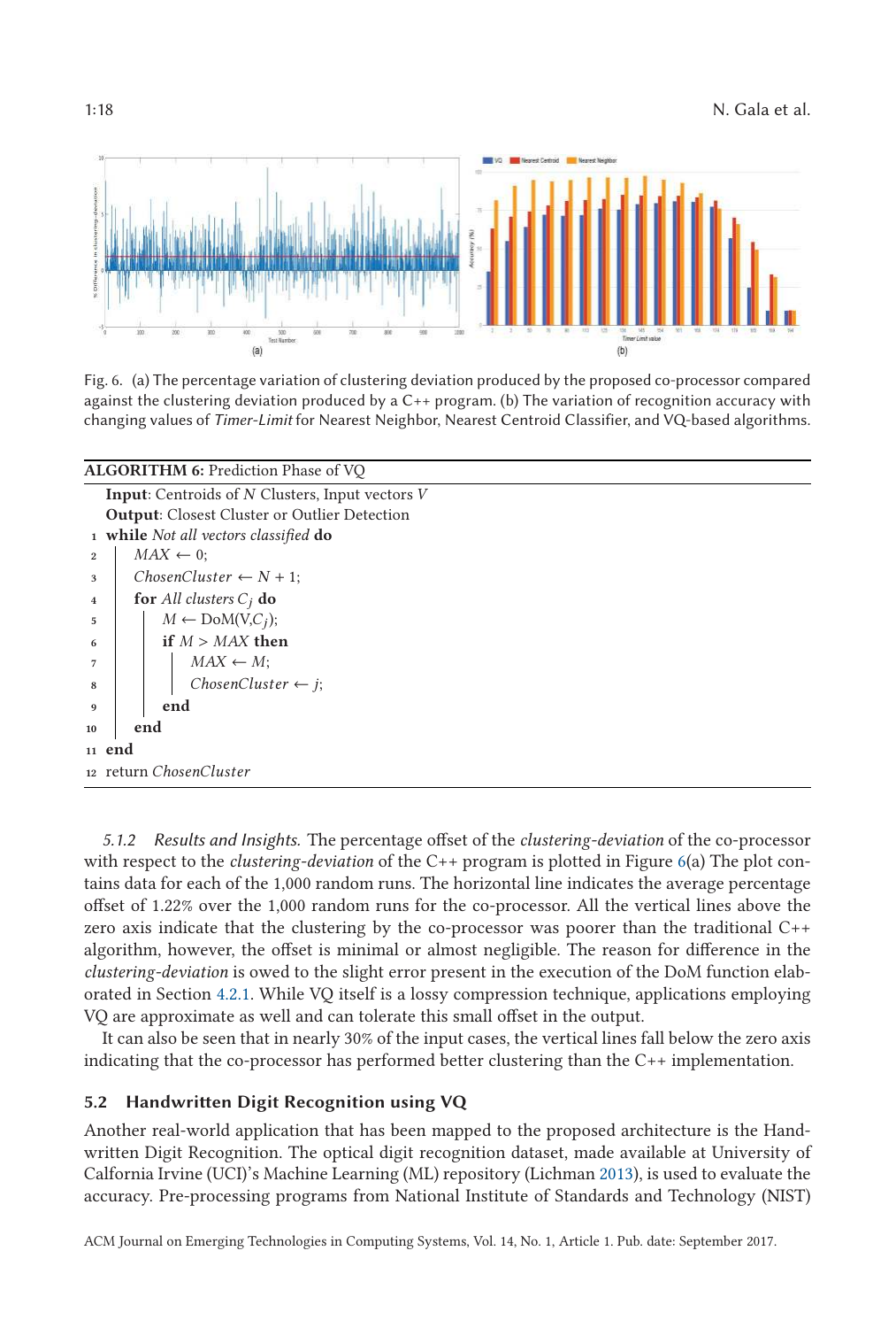Fig. 6. (a) The percentage variation of clustering deviation produced by the proposed co-processor compared against the clustering deviation produced by a C++ program. (b) The variation of recognition accuracy with changing values of *Timer-Limit* for Nearest Neighbor, Nearest Centroid Classifier, and VQ-based algorithms.

**ALGORITHM 6:** Prediction Phase of VQ

```
Input: Centroids of N Clusters, Input vectors V
Output: Closest Cluster or Outlier Detection
1  while Not all vectors classified do
2      MAX ← 0;
3      ChosenCluster ← N + 1;
4      for All clusters C_j do
5          M ← DoM(V,C_j);
6          if M > MAX then
7              MAX ← M;
8              ChosenCluster ← j;
9          end
10     end
11 end
12 return ChosenCluster
```

*5.1.2 Results and Insights.* The percentage offset of the *clustering-deviation* of the co-processor with respect to the *clustering-deviation* of the C++ program is plotted in Figure 6(a) The plot contains data for each of the 1,000 random runs. The horizontal line indicates the average percentage offset of 1.22% over the 1,000 random runs for the co-processor. All the vertical lines above the zero axis indicate that the clustering by the co-processor was poorer than the traditional C++ algorithm, however, the offset is minimal or almost negligible. The reason for difference in the *clustering-deviation* is owed to the slight error present in the execution of the DoM function elaborated in Section 4.2.1. While VQ itself is a lossy compression technique, applications employing VQ are approximate as well and can tolerate this small offset in the output.

It can also be seen that in nearly 30% of the input cases, the vertical lines fall below the zero axis indicating that the co-processor has performed better clustering than the C++ implementation.

### 5.2 Handwritten Digit Recognition using VQ

Another real-world application that has been mapped to the proposed architecture is the Handwritten Digit Recognition. The optical digit recognition dataset, made available at University of Calfornia Irvine (UCI)'s Machine Learning (ML) repository (Lichman 2013), is used to evaluate the accuracy. Pre-processing programs from National Institute of Standards and Technology (NIST)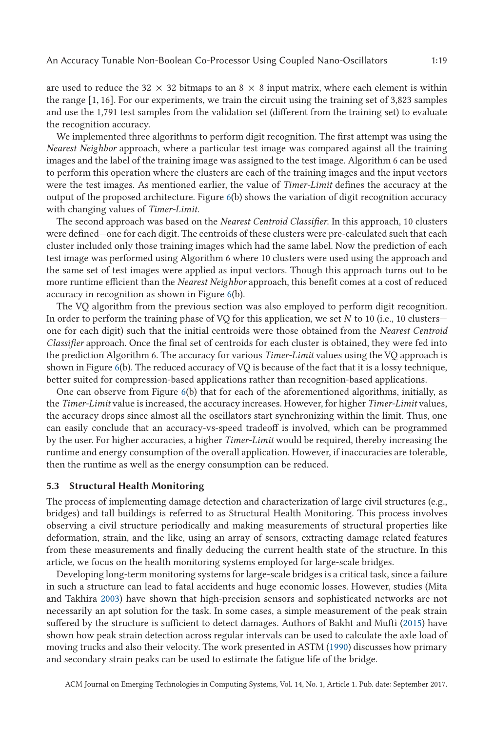are used to reduce the 32 × 32 bitmaps to an 8 × 8 input matrix, where each element is within the range [1, 16]. For our experiments, we train the circuit using the training set of 3,823 samples and use the 1,791 test samples from the validation set (different from the training set) to evaluate the recognition accuracy.

We implemented three algorithms to perform digit recognition. The first attempt was using the *Nearest Neighbor* approach, where a particular test image was compared against all the training images and the label of the training image was assigned to the test image. Algorithm 6 can be used to perform this operation where the clusters are each of the training images and the input vectors were the test images. As mentioned earlier, the value of *Timer-Limit* defines the accuracy at the output of the proposed architecture. Figure 6(b) shows the variation of digit recognition accuracy with changing values of *Timer-Limit*.

The second approach was based on the *Nearest Centroid Classifier*. In this approach, 10 clusters were defined—one for each digit. The centroids of these clusters were pre-calculated such that each cluster included only those training images which had the same label. Now the prediction of each test image was performed using Algorithm 6 where 10 clusters were used using the approach and the same set of test images were applied as input vectors. Though this approach turns out to be more runtime efficient than the *Nearest Neighbor* approach, this benefit comes at a cost of reduced accuracy in recognition as shown in Figure 6(b).

The VQ algorithm from the previous section was also employed to perform digit recognition. In order to perform the training phase of VQ for this application, we set $N$ to 10 (i.e., 10 clusters—one for each digit) such that the initial centroids were those obtained from the *Nearest Centroid Classifier* approach. Once the final set of centroids for each cluster is obtained, they were fed into the prediction Algorithm 6. The accuracy for various *Timer-Limit* values using the VQ approach is shown in Figure 6(b). The reduced accuracy of VQ is because of the fact that it is a lossy technique, better suited for compression-based applications rather than recognition-based applications.

One can observe from Figure 6(b) that for each of the aforementioned algorithms, initially, as the *Timer-Limit* value is increased, the accuracy increases. However, for higher *Timer-Limit* values, the accuracy drops since almost all the oscillators start synchronizing within the limit. Thus, one can easily conclude that an accuracy-vs-speed tradeoff is involved, which can be programmed by the user. For higher accuracies, a higher *Timer-Limit* would be required, thereby increasing the runtime and energy consumption of the overall application. However, if inaccuracies are tolerable, then the runtime as well as the energy consumption can be reduced.

### 5.3 Structural Health Monitoring

The process of implementing damage detection and characterization of large civil structures (e.g., bridges) and tall buildings is referred to as Structural Health Monitoring. This process involves observing a civil structure periodically and making measurements of structural properties like deformation, strain, and the like, using an array of sensors, extracting damage related features from these measurements and finally deducing the current health state of the structure. In this article, we focus on the health monitoring systems employed for large-scale bridges.

Developing long-term monitoring systems for large-scale bridges is a critical task, since a failure in such a structure can lead to fatal accidents and huge economic losses. However, studies (Mita and Takhira 2003) have shown that high-precision sensors and sophisticated networks are not necessarily an apt solution for the task. In some cases, a simple measurement of the peak strain suffered by the structure is sufficient to detect damages. Authors of Bakht and Mufti (2015) have shown how peak strain detection across regular intervals can be used to calculate the axle load of moving trucks and also their velocity. The work presented in ASTM (1990) discusses how primary and secondary strain peaks can be used to estimate the fatigue life of the bridge.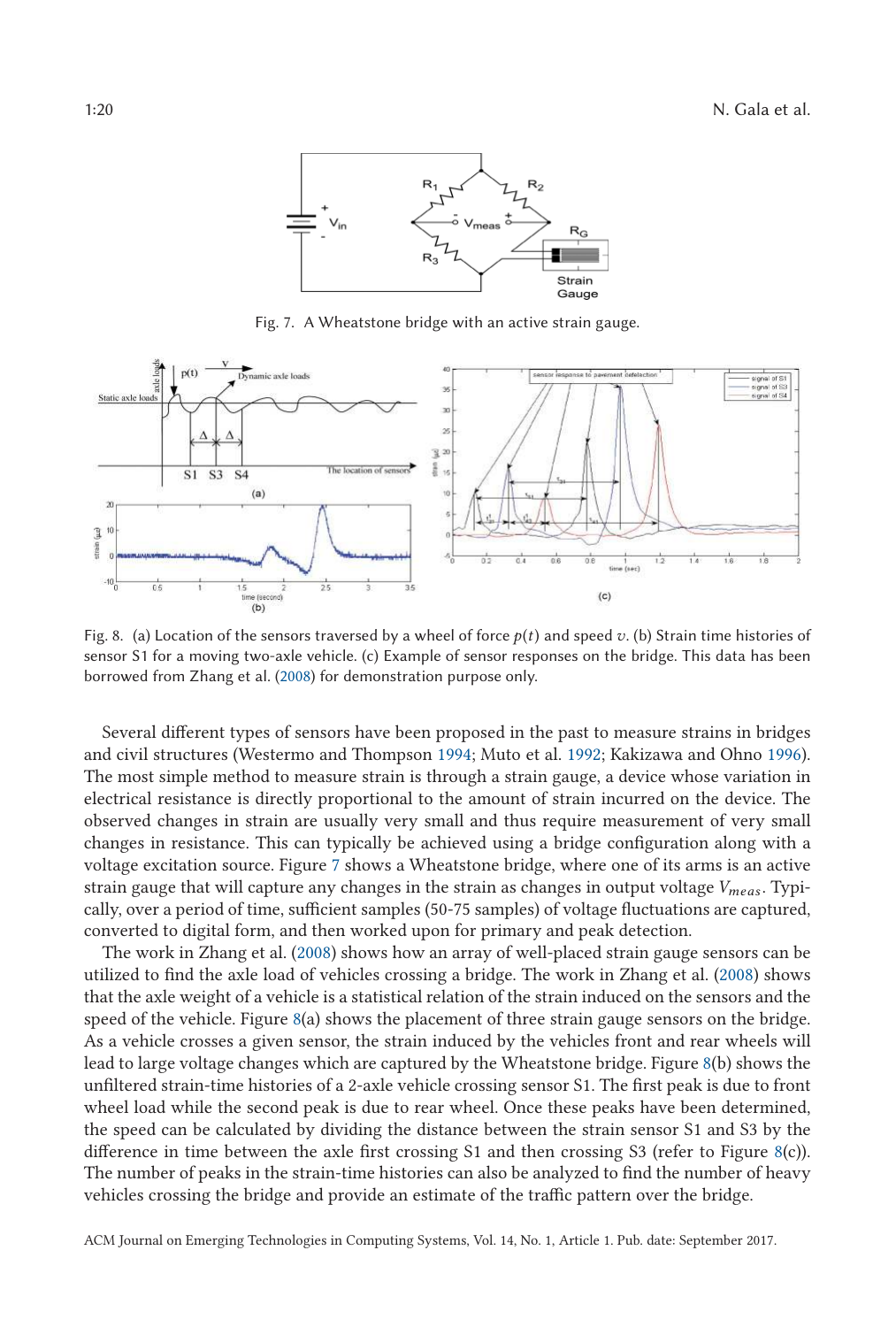Fig. 7. A Wheatstone bridge with an active strain gauge.

Fig. 8. (a) Location of the sensors traversed by a wheel of force $p(t)$ and speed $v$. (b) Strain time histories of sensor S1 for a moving two-axle vehicle. (c) Example of sensor responses on the bridge. This data has been borrowed from Zhang et al. (2008) for demonstration purpose only.

Several different types of sensors have been proposed in the past to measure strains in bridges and civil structures (Westermo and Thompson 1994; Muto et al. 1992; Kakizawa and Ohno 1996). The most simple method to measure strain is through a strain gauge, a device whose variation in electrical resistance is directly proportional to the amount of strain incurred on the device. The observed changes in strain are usually very small and thus require measurement of very small changes in resistance. This can typically be achieved using a bridge configuration along with a voltage excitation source. Figure 7 shows a Wheatstone bridge, where one of its arms is an active strain gauge that will capture any changes in the strain as changes in output voltage $V_{meas}$. Typically, over a period of time, sufficient samples (50-75 samples) of voltage fluctuations are captured, converted to digital form, and then worked upon for primary and peak detection.

The work in Zhang et al. (2008) shows how an array of well-placed strain gauge sensors can be utilized to find the axle load of vehicles crossing a bridge. The work in Zhang et al. (2008) shows that the axle weight of a vehicle is a statistical relation of the strain induced on the sensors and the speed of the vehicle. Figure 8(a) shows the placement of three strain gauge sensors on the bridge. As a vehicle crosses a given sensor, the strain induced by the vehicles front and rear wheels will lead to large voltage changes which are captured by the Wheatstone bridge. Figure 8(b) shows the unfiltered strain-time histories of a 2-axle vehicle crossing sensor S1. The first peak is due to front wheel load while the second peak is due to rear wheel. Once these peaks have been determined, the speed can be calculated by dividing the distance between the strain sensor S1 and S3 by the difference in time between the axle first crossing S1 and then crossing S3 (refer to Figure 8(c)). The number of peaks in the strain-time histories can also be analyzed to find the number of heavy vehicles crossing the bridge and provide an estimate of the traffic pattern over the bridge.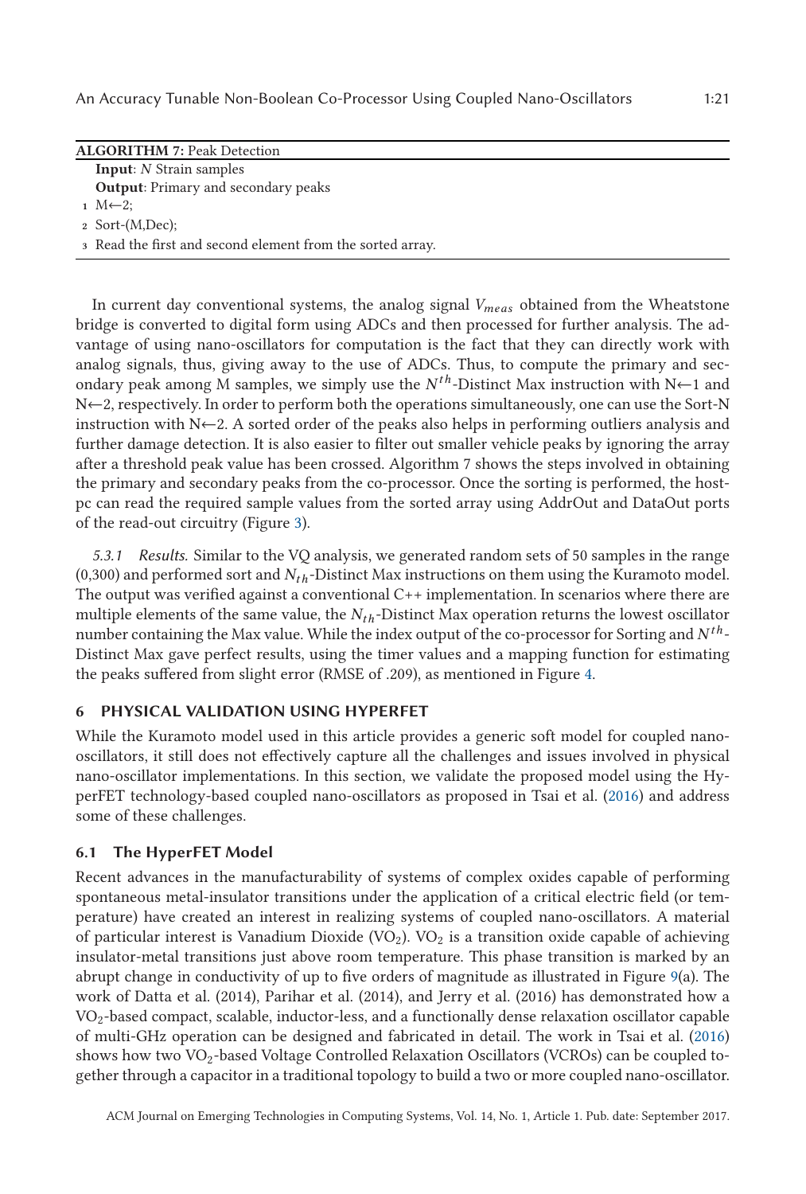**ALGORITHM 7:** Peak Detection

**Input**: *N* Strain samples

**Output**: Primary and secondary peaks

1. M←2;
2. Sort-(M,Dec);
3. Read the first and second element from the sorted array.

In current day conventional systems, the analog signal $V_{meas}$ obtained from the Wheatstone bridge is converted to digital form using ADCs and then processed for further analysis. The advantage of using nano-oscillators for computation is the fact that they can directly work with analog signals, thus, giving away to the use of ADCs. Thus, to compute the primary and secondary peak among M samples, we simply use the $N^{th}$-Distinct Max instruction with N←1 and N←2, respectively. In order to perform both the operations simultaneously, one can use the Sort-N instruction with N←2. A sorted order of the peaks also helps in performing outliers analysis and further damage detection. It is also easier to filter out smaller vehicle peaks by ignoring the array after a threshold peak value has been crossed. Algorithm 7 shows the steps involved in obtaining the primary and secondary peaks from the co-processor. Once the sorting is performed, the host-pc can read the required sample values from the sorted array using AddrOut and DataOut ports of the read-out circuitry (Figure 3).

*5.3.1 Results.* Similar to the VQ analysis, we generated random sets of 50 samples in the range (0,300) and performed sort and $N_{th}$-Distinct Max instructions on them using the Kuramoto model. The output was verified against a conventional C++ implementation. In scenarios where there are multiple elements of the same value, the $N_{th}$-Distinct Max operation returns the lowest oscillator number containing the Max value. While the index output of the co-processor for Sorting and $N^{th}$-Distinct Max gave perfect results, using the timer values and a mapping function for estimating the peaks suffered from slight error (RMSE of .209), as mentioned in Figure 4.

## 6 PHYSICAL VALIDATION USING HYPERFET

While the Kuramoto model used in this article provides a generic soft model for coupled nano-oscillators, it still does not effectively capture all the challenges and issues involved in physical nano-oscillator implementations. In this section, we validate the proposed model using the HyperFET technology-based coupled nano-oscillators as proposed in Tsai et al. (2016) and address some of these challenges.

### 6.1 The HyperFET Model

Recent advances in the manufacturability of systems of complex oxides capable of performing spontaneous metal-insulator transitions under the application of a critical electric field (or temperature) have created an interest in realizing systems of coupled nano-oscillators. A material of particular interest is Vanadium Dioxide ($VO_2$). $VO_2$ is a transition oxide capable of achieving insulator-metal transitions just above room temperature. This phase transition is marked by an abrupt change in conductivity of up to five orders of magnitude as illustrated in Figure 9(a). The work of Datta et al. (2014), Parihar et al. (2014), and Jerry et al. (2016) has demonstrated how a $VO_2$-based compact, scalable, inductor-less, and a functionally dense relaxation oscillator capable of multi-GHz operation can be designed and fabricated in detail. The work in Tsai et al. (2016) shows how two $VO_2$-based Voltage Controlled Relaxation Oscillators (VCROs) can be coupled together through a capacitor in a traditional topology to build a two or more coupled nano-oscillator.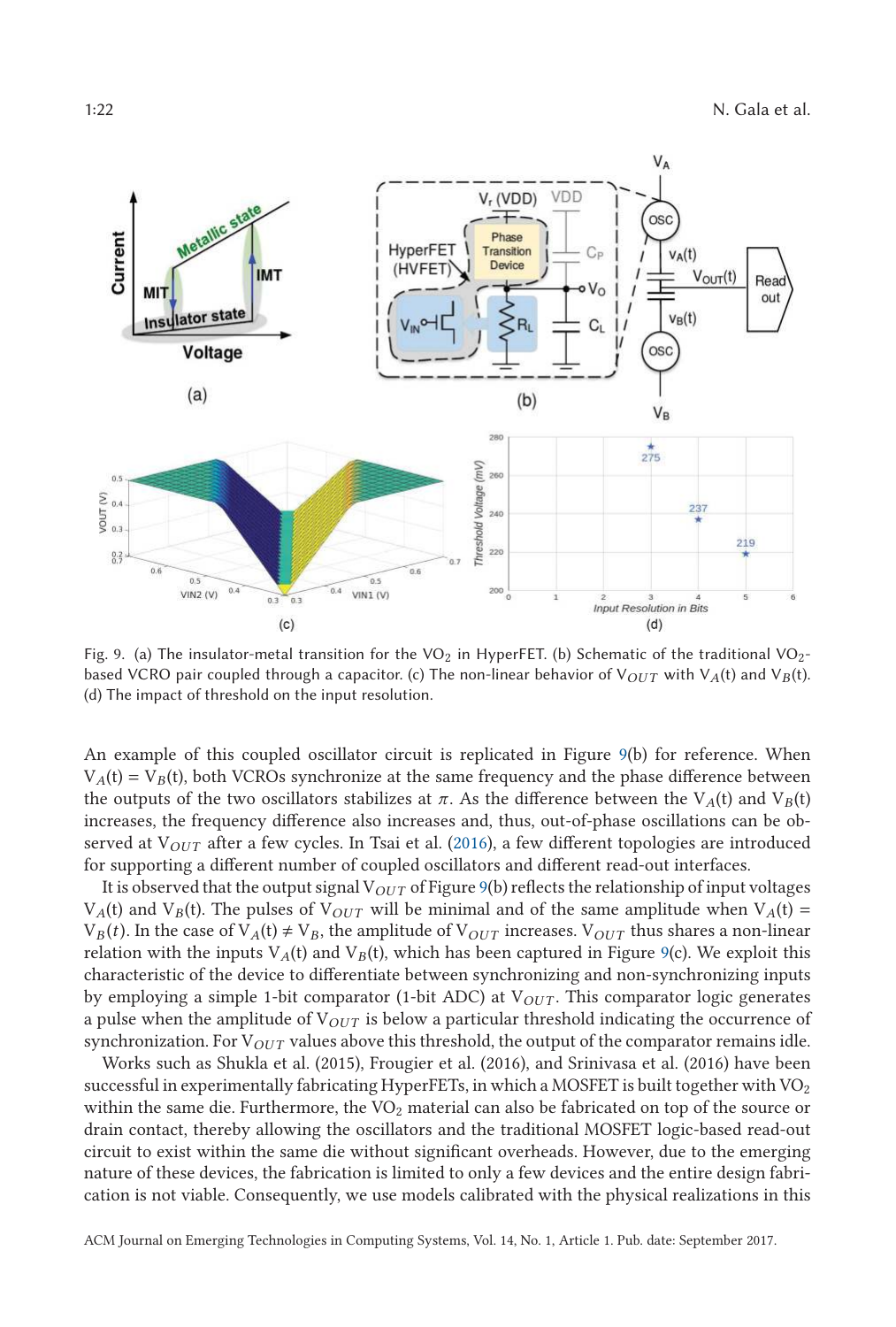Fig. 9. (a) The insulator-metal transition for the $VO_2$ in HyperFET. (b) Schematic of the traditional $VO_2$-based VCRO pair coupled through a capacitor. (c) The non-linear behavior of $V_{OUT}$ with $V_A(t)$ and $V_B(t)$. (d) The impact of threshold on the input resolution.

An example of this coupled oscillator circuit is replicated in Figure 9(b) for reference. When $V_A(t) = V_B(t)$, both VCROs synchronize at the same frequency and the phase difference between the outputs of the two oscillators stabilizes at $\pi$. As the difference between the $V_A(t)$ and $V_B(t)$ increases, the frequency difference also increases and, thus, out-of-phase oscillations can be observed at $V_{OUT}$ after a few cycles. In Tsai et al. (2016), a few different topologies are introduced for supporting a different number of coupled oscillators and different read-out interfaces.

It is observed that the output signal $V_{OUT}$ of Figure 9(b) reflects the relationship of input voltages $V_A(t)$ and $V_B(t)$. The pulses of $V_{OUT}$ will be minimal and of the same amplitude when $V_A(t) = V_B(t)$. In the case of $V_A(t) \neq V_B$, the amplitude of $V_{OUT}$ increases. $V_{OUT}$ thus shares a non-linear relation with the inputs $V_A(t)$ and $V_B(t)$, which has been captured in Figure 9(c). We exploit this characteristic of the device to differentiate between synchronizing and non-synchronizing inputs by employing a simple 1-bit comparator (1-bit ADC) at $V_{OUT}$. This comparator logic generates a pulse when the amplitude of $V_{OUT}$ is below a particular threshold indicating the occurrence of synchronization. For $V_{OUT}$ values above this threshold, the output of the comparator remains idle.

Works such as Shukla et al. (2015), Frougier et al. (2016), and Srinivasa et al. (2016) have been successful in experimentally fabricating HyperFETs, in which a MOSFET is built together with $VO_2$ within the same die. Furthermore, the $VO_2$ material can also be fabricated on top of the source or drain contact, thereby allowing the oscillators and the traditional MOSFET logic-based read-out circuit to exist within the same die without significant overheads. However, due to the emerging nature of these devices, the fabrication is limited to only a few devices and the entire design fabrication is not viable. Consequently, we use models calibrated with the physical realizations in this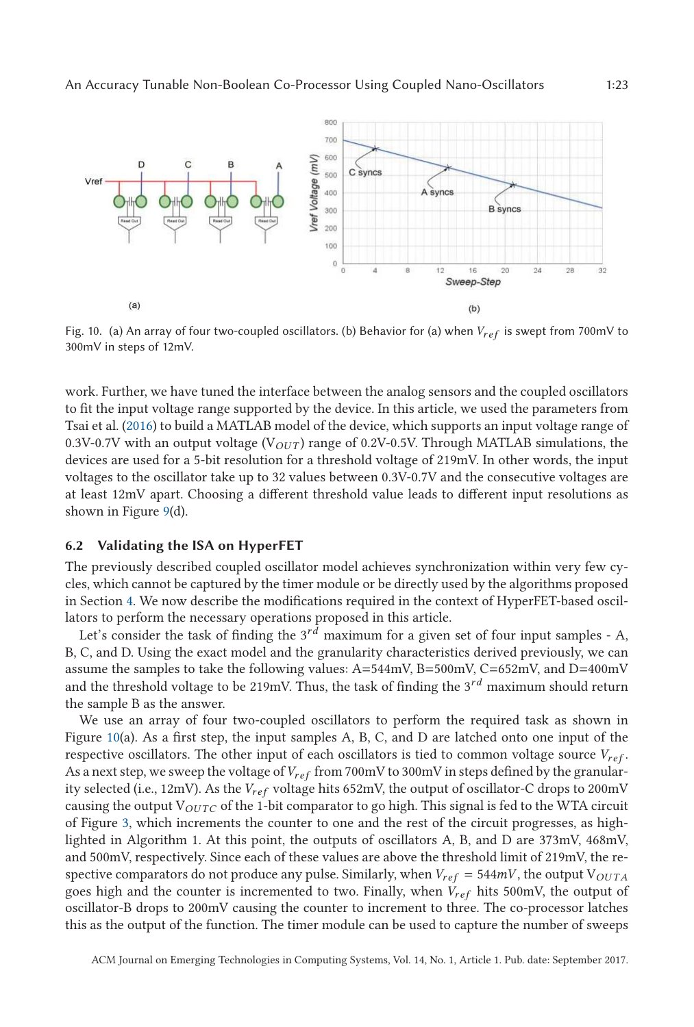Fig. 10. (a) An array of four two-coupled oscillators. (b) Behavior for (a) when $V_{ref}$ is swept from 700mV to 300mV in steps of 12mV.

work. Further, we have tuned the interface between the analog sensors and the coupled oscillators to fit the input voltage range supported by the device. In this article, we used the parameters from Tsai et al. (2016) to build a MATLAB model of the device, which supports an input voltage range of 0.3V-0.7V with an output voltage ($V_{OUT}$) range of 0.2V-0.5V. Through MATLAB simulations, the devices are used for a 5-bit resolution for a threshold voltage of 219mV. In other words, the input voltages to the oscillator take up to 32 values between 0.3V-0.7V and the consecutive voltages are at least 12mV apart. Choosing a different threshold value leads to different input resolutions as shown in Figure 9(d).

### 6.2 Validating the ISA on HyperFET

The previously described coupled oscillator model achieves synchronization within very few cycles, which cannot be captured by the timer module or be directly used by the algorithms proposed in Section 4. We now describe the modifications required in the context of HyperFET-based oscillators to perform the necessary operations proposed in this article.

Let's consider the task of finding the $3^{rd}$ maximum for a given set of four input samples - A, B, C, and D. Using the exact model and the granularity characteristics derived previously, we can assume the samples to take the following values: A=544mV, B=500mV, C=652mV, and D=400mV and the threshold voltage to be 219mV. Thus, the task of finding the $3^{rd}$ maximum should return the sample B as the answer.

We use an array of four two-coupled oscillators to perform the required task as shown in Figure 10(a). As a first step, the input samples A, B, C, and D are latched onto one input of the respective oscillators. The other input of each oscillators is tied to common voltage source $V_{ref}$. As a next step, we sweep the voltage of $V_{ref}$ from 700mV to 300mV in steps defined by the granularity selected (i.e., 12mV). As the $V_{ref}$ voltage hits 652mV, the output of oscillator-C drops to 200mV causing the output $V_{OUTC}$ of the 1-bit comparator to go high. This signal is fed to the WTA circuit of Figure 3, which increments the counter to one and the rest of the circuit progresses, as highlighted in Algorithm 1. At this point, the outputs of oscillators A, B, and D are 373mV, 468mV, and 500mV, respectively. Since each of these values are above the threshold limit of 219mV, the respective comparators do not produce any pulse. Similarly, when $V_{ref} = 544mV$, the output $V_{OUTA}$ goes high and the counter is incremented to two. Finally, when $V_{ref}$ hits 500mV, the output of oscillator-B drops to 200mV causing the counter to increment to three. The co-processor latches this as the output of the function. The timer module can be used to capture the number of sweeps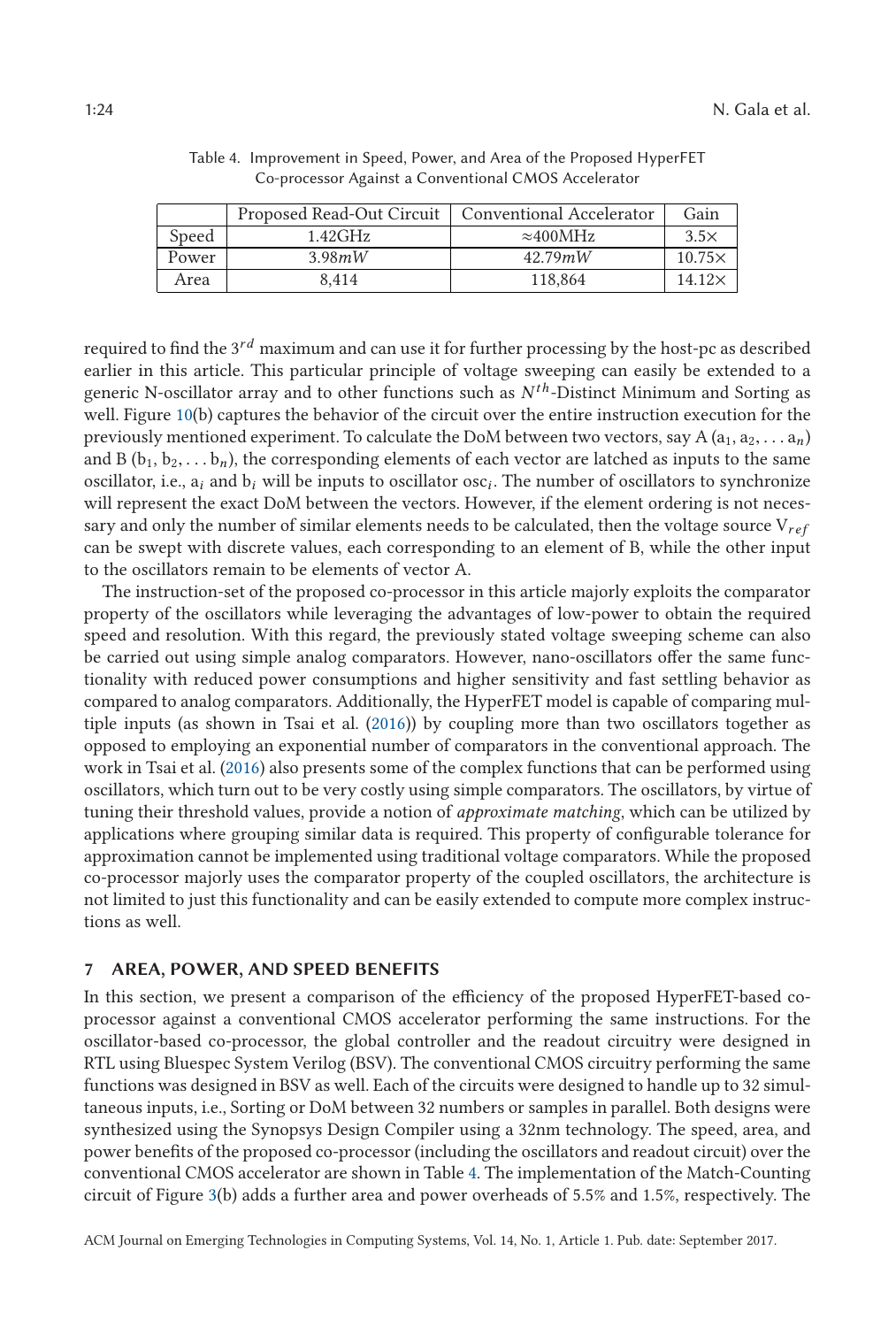Table 4. Improvement in Speed, Power, and Area of the Proposed HyperFET Co-processor Against a Conventional CMOS Accelerator

| | Proposed Read-Out Circuit | Conventional Accelerator | Gain |
|---|---|---|---|
| Speed | 1.42GHz | ≈400MHz | 3.5× |
| Power | 3.98$mW$ | 42.79$mW$ | 10.75× |
| Area | 8,414 | 118,864 | 14.12× |

required to find the $3^{rd}$ maximum and can use it for further processing by the host-pc as described earlier in this article. This particular principle of voltage sweeping can easily be extended to a generic N-oscillator array and to other functions such as $N^{th}$-Distinct Minimum and Sorting as well. Figure 10(b) captures the behavior of the circuit over the entire instruction execution for the previously mentioned experiment. To calculate the DoM between two vectors, say A ($a_1, a_2, \ldots a_n$) and B ($b_1, b_2, \ldots b_n$), the corresponding elements of each vector are latched as inputs to the same oscillator, i.e., $a_i$ and $b_i$ will be inputs to oscillator $osc_i$. The number of oscillators to synchronize will represent the exact DoM between the vectors. However, if the element ordering is not necessary and only the number of similar elements needs to be calculated, then the voltage source $V_{ref}$ can be swept with discrete values, each corresponding to an element of B, while the other input to the oscillators remain to be elements of vector A.

The instruction-set of the proposed co-processor in this article majorly exploits the comparator property of the oscillators while leveraging the advantages of low-power to obtain the required speed and resolution. With this regard, the previously stated voltage sweeping scheme can also be carried out using simple analog comparators. However, nano-oscillators offer the same functionality with reduced power consumptions and higher sensitivity and fast settling behavior as compared to analog comparators. Additionally, the HyperFET model is capable of comparing multiple inputs (as shown in Tsai et al. (2016)) by coupling more than two oscillators together as opposed to employing an exponential number of comparators in the conventional approach. The work in Tsai et al. (2016) also presents some of the complex functions that can be performed using oscillators, which turn out to be very costly using simple comparators. The oscillators, by virtue of tuning their threshold values, provide a notion of *approximate matching*, which can be utilized by applications where grouping similar data is required. This property of configurable tolerance for approximation cannot be implemented using traditional voltage comparators. While the proposed co-processor majorly uses the comparator property of the coupled oscillators, the architecture is not limited to just this functionality and can be easily extended to compute more complex instructions as well.

## 7 AREA, POWER, AND SPEED BENEFITS

In this section, we present a comparison of the efficiency of the proposed HyperFET-based co-processor against a conventional CMOS accelerator performing the same instructions. For the oscillator-based co-processor, the global controller and the readout circuitry were designed in RTL using Bluespec System Verilog (BSV). The conventional CMOS circuitry performing the same functions was designed in BSV as well. Each of the circuits were designed to handle up to 32 simultaneous inputs, i.e., Sorting or DoM between 32 numbers or samples in parallel. Both designs were synthesized using the Synopsys Design Compiler using a 32nm technology. The speed, area, and power benefits of the proposed co-processor (including the oscillators and readout circuit) over the conventional CMOS accelerator are shown in Table 4. The implementation of the Match-Counting circuit of Figure 3(b) adds a further area and power overheads of 5.5% and 1.5%, respectively. The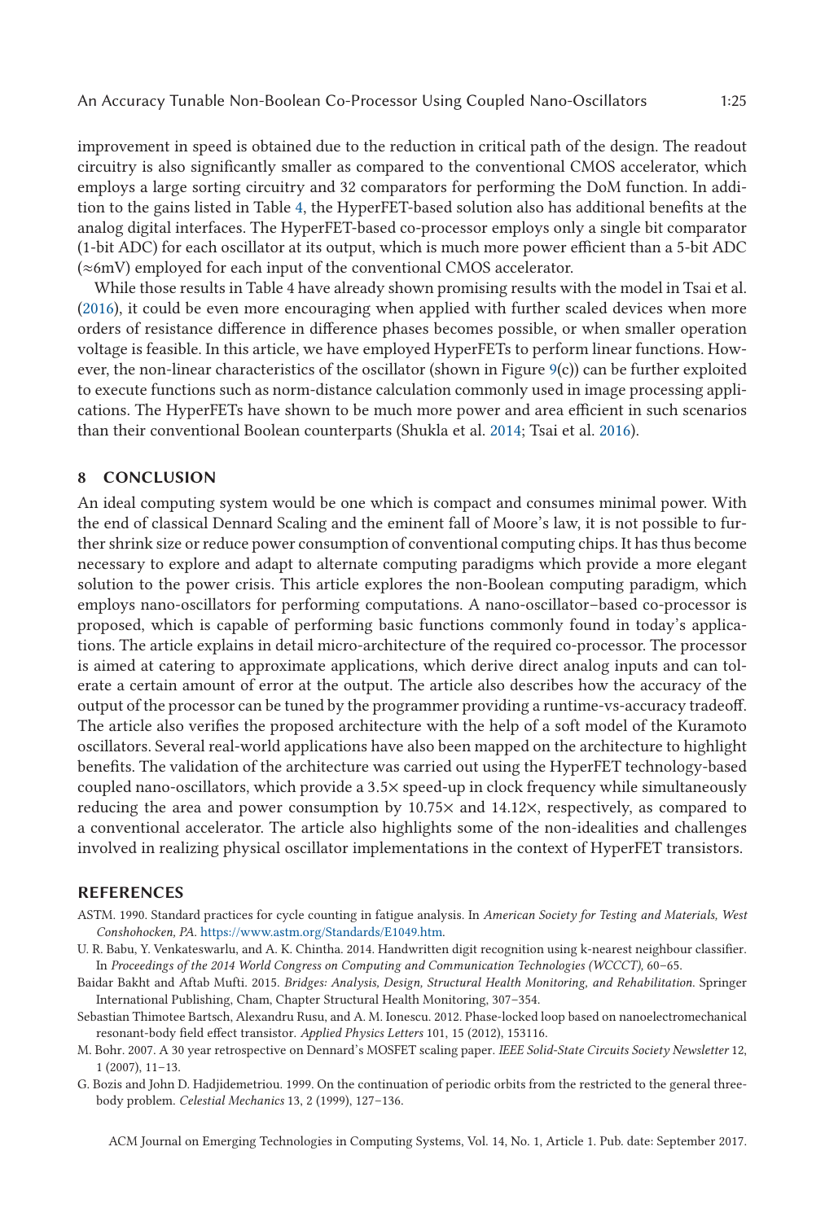improvement in speed is obtained due to the reduction in critical path of the design. The readout circuitry is also significantly smaller as compared to the conventional CMOS accelerator, which employs a large sorting circuitry and 32 comparators for performing the DoM function. In addition to the gains listed in Table 4, the HyperFET-based solution also has additional benefits at the analog digital interfaces. The HyperFET-based co-processor employs only a single bit comparator (1-bit ADC) for each oscillator at its output, which is much more power efficient than a 5-bit ADC (≈6mV) employed for each input of the conventional CMOS accelerator.

While those results in Table 4 have already shown promising results with the model in Tsai et al. (2016), it could be even more encouraging when applied with further scaled devices when more orders of resistance difference in difference phases becomes possible, or when smaller operation voltage is feasible. In this article, we have employed HyperFETs to perform linear functions. However, the non-linear characteristics of the oscillator (shown in Figure 9(c)) can be further exploited to execute functions such as norm-distance calculation commonly used in image processing applications. The HyperFETs have shown to be much more power and area efficient in such scenarios than their conventional Boolean counterparts (Shukla et al. 2014; Tsai et al. 2016).

## 8 CONCLUSION

An ideal computing system would be one which is compact and consumes minimal power. With the end of classical Dennard Scaling and the eminent fall of Moore's law, it is not possible to further shrink size or reduce power consumption of conventional computing chips. It has thus become necessary to explore and adapt to alternate computing paradigms which provide a more elegant solution to the power crisis. This article explores the non-Boolean computing paradigm, which employs nano-oscillators for performing computations. A nano-oscillator–based co-processor is proposed, which is capable of performing basic functions commonly found in today's applications. The article explains in detail micro-architecture of the required co-processor. The processor is aimed at catering to approximate applications, which derive direct analog inputs and can tolerate a certain amount of error at the output. The article also describes how the accuracy of the output of the processor can be tuned by the programmer providing a runtime-vs-accuracy tradeoff. The article also verifies the proposed architecture with the help of a soft model of the Kuramoto oscillators. Several real-world applications have also been mapped on the architecture to highlight benefits. The validation of the architecture was carried out using the HyperFET technology-based coupled nano-oscillators, which provide a 3.5× speed-up in clock frequency while simultaneously reducing the area and power consumption by 10.75× and 14.12×, respectively, as compared to a conventional accelerator. The article also highlights some of the non-idealities and challenges involved in realizing physical oscillator implementations in the context of HyperFET transistors.

## REFERENCES

ASTM. 1990. Standard practices for cycle counting in fatigue analysis. In *American Society for Testing and Materials, West Conshohocken, PA*. https://www.astm.org/Standards/E1049.htm.

U. R. Babu, Y. Venkateswarlu, and A. K. Chintha. 2014. Handwritten digit recognition using k-nearest neighbour classifier. In *Proceedings of the 2014 World Congress on Computing and Communication Technologies (WCCCT)*, 60–65.

Baidar Bakht and Aftab Mufti. 2015. *Bridges: Analysis, Design, Structural Health Monitoring, and Rehabilitation.* Springer International Publishing, Cham, Chapter Structural Health Monitoring, 307–354.

Sebastian Thimotee Bartsch, Alexandru Rusu, and A. M. Ionescu. 2012. Phase-locked loop based on nanoelectromechanical resonant-body field effect transistor. *Applied Physics Letters* 101, 15 (2012), 153116.

M. Bohr. 2007. A 30 year retrospective on Dennard's MOSFET scaling paper. *IEEE Solid-State Circuits Society Newsletter* 12, 1 (2007), 11–13.

G. Bozis and John D. Hadjidemetriou. 1999. On the continuation of periodic orbits from the restricted to the general three-body problem. *Celestial Mechanics* 13, 2 (1999), 127–136.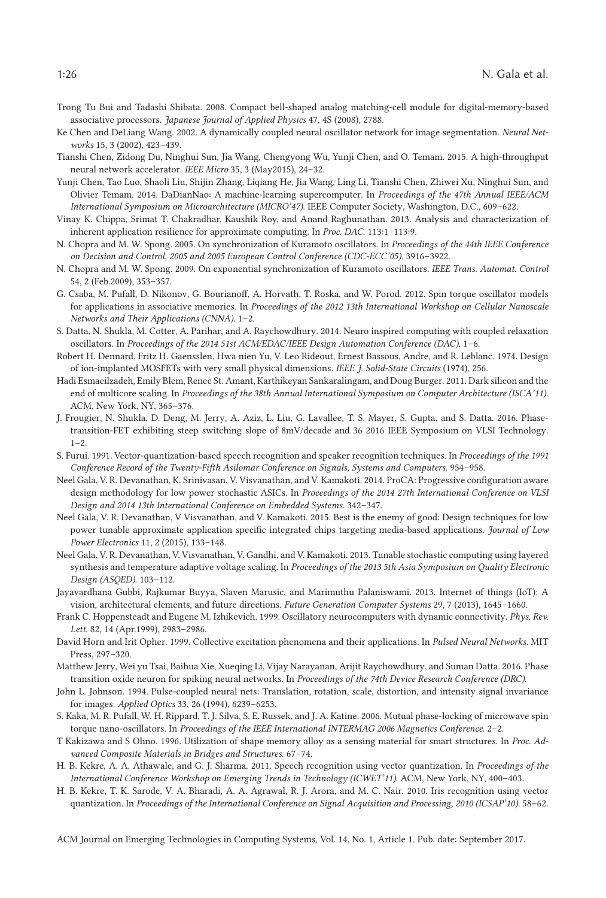Trong Tu Bui and Tadashi Shibata. 2008. Compact bell-shaped analog matching-cell module for digital-memory-based associative processors. *Japanese Journal of Applied Physics* 47, 4S (2008), 2788.

Ke Chen and DeLiang Wang. 2002. A dynamically coupled neural oscillator network for image segmentation. *Neural Networks* 15, 3 (2002), 423–439.

Tianshi Chen, Zidong Du, Ninghui Sun, Jia Wang, Chengyong Wu, Yunji Chen, and O. Temam. 2015. A high-throughput neural network accelerator. *IEEE Micro* 35, 3 (May2015), 24–32.

Yunji Chen, Tao Luo, Shaoli Liu, Shijin Zhang, Liqiang He, Jia Wang, Ling Li, Tianshi Chen, Zhiwei Xu, Ninghui Sun, and Olivier Temam. 2014. DaDianNao: A machine-learning supercomputer. In *Proceedings of the 47th Annual IEEE/ACM International Symposium on Microarchitecture (MICRO'47)*. IEEE Computer Society, Washington, D.C., 609–622.

Vinay K. Chippa, Srimat T. Chakradhar, Kaushik Roy, and Anand Raghunathan. 2013. Analysis and characterization of inherent application resilience for approximate computing. In *Proc. DAC*. 113:1–113:9.

N. Chopra and M. W. Spong. 2005. On synchronization of Kuramoto oscillators. In *Proceedings of the 44th IEEE Conference on Decision and Control, 2005 and 2005 European Control Conference (CDC-ECC'05)*. 3916–3922.

N. Chopra and M. W. Spong. 2009. On exponential synchronization of Kuramoto oscillators. *IEEE Trans. Automat. Control* 54, 2 (Feb.2009), 353–357.

G. Csaba, M. Pufall, D. Nikonov, G. Bourianoff, A. Horvath, T. Roska, and W. Porod. 2012. Spin torque oscillator models for applications in associative memories. In *Proceedings of the 2012 13th International Workshop on Cellular Nanoscale Networks and Their Applications (CNNA)*. 1–2.

S. Datta, N. Shukla, M. Cotter, A. Parihar, and A. Raychowdhury. 2014. Neuro inspired computing with coupled relaxation oscillators. In *Proceedings of the 2014 51st ACM/EDAC/IEEE Design Automation Conference (DAC)*. 1–6.

Robert H. Dennard, Fritz H. Gaensslen, Hwa nien Yu, V. Leo Rideout, Ernest Bassous, Andre, and R. Leblanc. 1974. Design of ion-implanted MOSFETs with very small physical dimensions. *IEEE J. Solid-State Circuits* (1974), 256.

Hadi Esmaeilzadeh, Emily Blem, Renee St. Amant, Karthikeyan Sankaralingam, and Doug Burger. 2011. Dark silicon and the end of multicore scaling. In *Proceedings of the 38th Annual International Symposium on Computer Architecture (ISCA'11)*. ACM, New York, NY, 365–376.

J. Frougier, N. Shukla, D. Deng, M. Jerry, A. Aziz, L. Liu, G. Lavallee, T. S. Mayer, S. Gupta, and S. Datta. 2016. Phase-transition-FET exhibiting steep switching slope of 8mV/decade and 36 2016 IEEE Symposium on VLSI Technology. 1–2.

S. Furui. 1991. Vector-quantization-based speech recognition and speaker recognition techniques. In *Proceedings of the 1991 Conference Record of the Twenty-Fifth Asilomar Conference on Signals, Systems and Computers*. 954–958.

Neel Gala, V. R. Devanathan, K. Srinivasan, V. Visvanathan, and V. Kamakoti. 2014. ProCA: Progressive configuration aware design methodology for low power stochastic ASICs. In *Proceedings of the 2014 27th International Conference on VLSI Design and 2014 13th International Conference on Embedded Systems*. 342–347.

Neel Gala, V. R. Devanathan, V Visvanathan, and V. Kamakoti. 2015. Best is the enemy of good: Design techniques for low power tunable approximate application specific integrated chips targeting media-based applications. *Journal of Low Power Electronics* 11, 2 (2015), 133–148.

Neel Gala, V. R. Devanathan, V. Visvanathan, V. Gandhi, and V. Kamakoti. 2013. Tunable stochastic computing using layered synthesis and temperature adaptive voltage scaling. In *Proceedings of the 2013 5th Asia Symposium on Quality Electronic Design (ASQED)*. 103–112.

Jayavardhana Gubbi, Rajkumar Buyya, Slaven Marusic, and Marimuthu Palaniswami. 2013. Internet of things (IoT): A vision, architectural elements, and future directions. *Future Generation Computer Systems* 29, 7 (2013), 1645–1660.

Frank C. Hoppensteadt and Eugene M. Izhikevich. 1999. Oscillatory neurocomputers with dynamic connectivity. *Phys. Rev. Lett.* 82, 14 (Apr.1999), 2983–2986.

David Horn and Irit Opher. 1999. Collective excitation phenomena and their applications. In *Pulsed Neural Networks*. MIT Press, 297–320.

Matthew Jerry, Wei yu Tsai, Baihua Xie, Xueqing Li, Vijay Narayanan, Arijit Raychowdhury, and Suman Datta. 2016. Phase transition oxide neuron for spiking neural nets. In *Proceedings of the 74th Device Research Conference (DRC)*.

John L. Johnson. 1994. Pulse-coupled neural nets: Translation, rotation, scale, distortion, and intensity signal invariance for images. *Applied Optics* 33, 26 (1994), 6239–6253.

S. Kaka, M. R. Pufall, W. H. Rippard, T. J. Silva, S. E. Russek, and J. A. Katine. 2006. Mutual phase-locking of microwave spin torque nano-oscillators. In *Proceedings of the IEEE International INTERMAG 2006 Magnetics Conference*. 2–2.

T Kakizawa and S Ohno. 1996. Utilization of shape memory alloy as a sensing material for smart structures. In *Proc. Advanced Composite Materials in Bridges and Structures*. 67–74.

H. B. Kekre, A. A. Athawale, and G. J. Sharma. 2011. Speech recognition using vector quantization. In *Proceedings of the International Conference Workshop on Emerging Trends in Technology (ICWET'11)*. ACM, New York, NY, 400–403.

H. B. Kekre, T. K. Sarode, V. A. Bharadi, A. A. Agrawal, R. J. Arora, and M. C. Nair. 2010. Iris recognition using vector quantization. In *Proceedings of the International Conference on Signal Acquisition and Processing, 2010 (ICSAP'10)*. 58–62.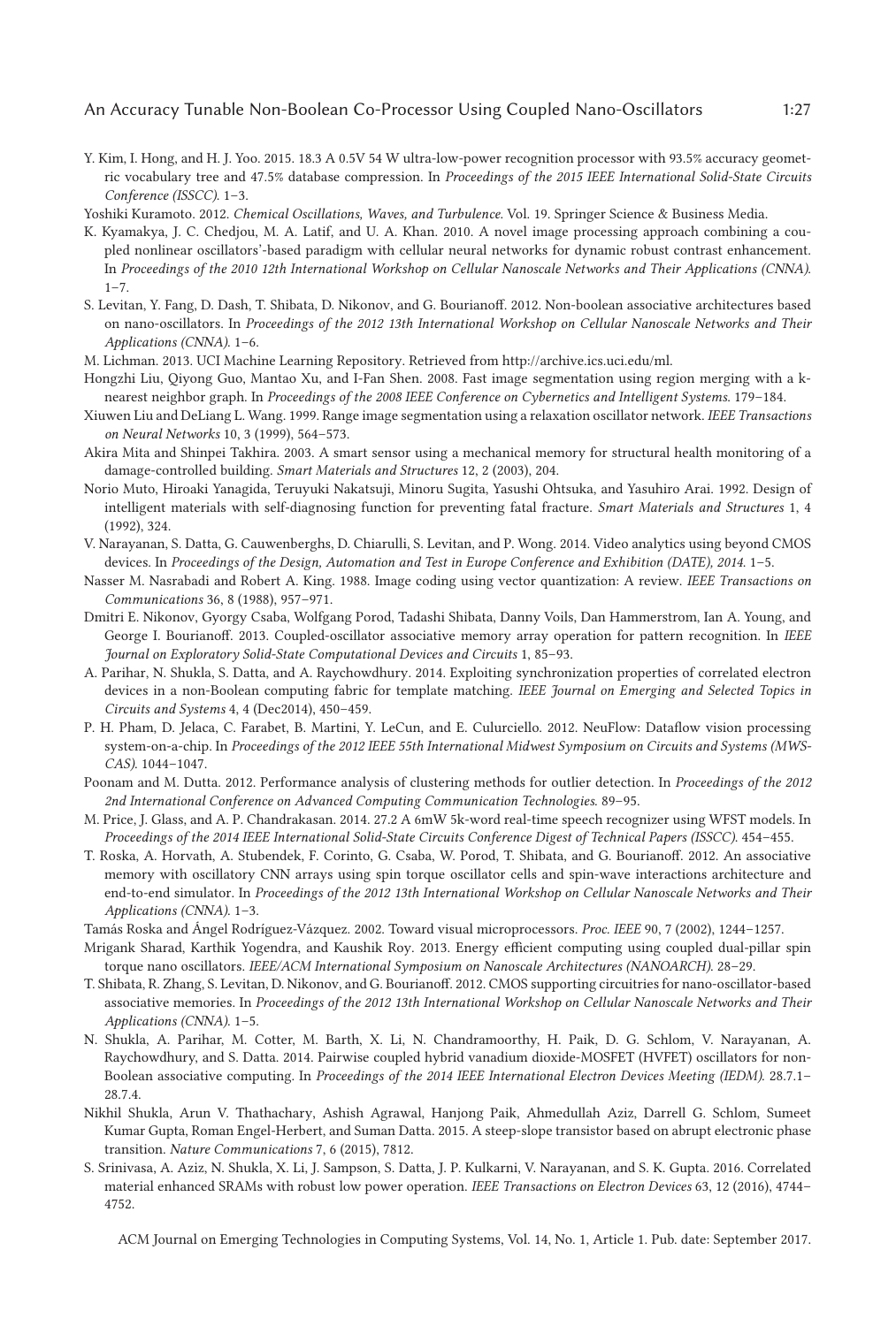Y. Kim, I. Hong, and H. J. Yoo. 2015. 18.3 A 0.5V 54 W ultra-low-power recognition processor with 93.5% accuracy geometric vocabulary tree and 47.5% database compression. In *Proceedings of the 2015 IEEE International Solid-State Circuits Conference (ISSCC)*. 1–3.

Yoshiki Kuramoto. 2012. *Chemical Oscillations, Waves, and Turbulence*. Vol. 19. Springer Science & Business Media.

K. Kyamakya, J. C. Chedjou, M. A. Latif, and U. A. Khan. 2010. A novel image processing approach combining a coupled nonlinear oscillators'-based paradigm with cellular neural networks for dynamic robust contrast enhancement. In *Proceedings of the 2010 12th International Workshop on Cellular Nanoscale Networks and Their Applications (CNNA)*. 1–7.

S. Levitan, Y. Fang, D. Dash, T. Shibata, D. Nikonov, and G. Bourianoff. 2012. Non-boolean associative architectures based on nano-oscillators. In *Proceedings of the 2012 13th International Workshop on Cellular Nanoscale Networks and Their Applications (CNNA)*. 1–6.

M. Lichman. 2013. UCI Machine Learning Repository. Retrieved from http://archive.ics.uci.edu/ml.

Hongzhi Liu, Qiyong Guo, Mantao Xu, and I-Fan Shen. 2008. Fast image segmentation using region merging with a k-nearest neighbor graph. In *Proceedings of the 2008 IEEE Conference on Cybernetics and Intelligent Systems*. 179–184.

Xiuwen Liu and DeLiang L. Wang. 1999. Range image segmentation using a relaxation oscillator network. *IEEE Transactions on Neural Networks* 10, 3 (1999), 564–573.

Akira Mita and Shinpei Takhira. 2003. A smart sensor using a mechanical memory for structural health monitoring of a damage-controlled building. *Smart Materials and Structures* 12, 2 (2003), 204.

Norio Muto, Hiroaki Yanagida, Teruyuki Nakatsuji, Minoru Sugita, Yasushi Ohtsuka, and Yasuhiro Arai. 1992. Design of intelligent materials with self-diagnosing function for preventing fatal fracture. *Smart Materials and Structures* 1, 4 (1992), 324.

V. Narayanan, S. Datta, G. Cauwenberghs, D. Chiarulli, S. Levitan, and P. Wong. 2014. Video analytics using beyond CMOS devices. In *Proceedings of the Design, Automation and Test in Europe Conference and Exhibition (DATE), 2014*. 1–5.

Nasser M. Nasrabadi and Robert A. King. 1988. Image coding using vector quantization: A review. *IEEE Transactions on Communications* 36, 8 (1988), 957–971.

Dmitri E. Nikonov, Gyorgy Csaba, Wolfgang Porod, Tadashi Shibata, Danny Voils, Dan Hammerstrom, Ian A. Young, and George I. Bourianoff. 2013. Coupled-oscillator associative memory array operation for pattern recognition. In *IEEE Journal on Exploratory Solid-State Computational Devices and Circuits* 1, 85–93.

A. Parihar, N. Shukla, S. Datta, and A. Raychowdhury. 2014. Exploiting synchronization properties of correlated electron devices in a non-Boolean computing fabric for template matching. *IEEE Journal on Emerging and Selected Topics in Circuits and Systems* 4, 4 (Dec2014), 450–459.

P. H. Pham, D. Jelaca, C. Farabet, B. Martini, Y. LeCun, and E. Culurciello. 2012. NeuFlow: Dataflow vision processing system-on-a-chip. In *Proceedings of the 2012 IEEE 55th International Midwest Symposium on Circuits and Systems (MWSCAS)*. 1044–1047.

Poonam and M. Dutta. 2012. Performance analysis of clustering methods for outlier detection. In *Proceedings of the 2012 2nd International Conference on Advanced Computing Communication Technologies*. 89–95.

M. Price, J. Glass, and A. P. Chandrakasan. 2014. 27.2 A 6mW 5k-word real-time speech recognizer using WFST models. In *Proceedings of the 2014 IEEE International Solid-State Circuits Conference Digest of Technical Papers (ISSCC)*. 454–455.

T. Roska, A. Horvath, A. Stubendek, F. Corinto, G. Csaba, W. Porod, T. Shibata, and G. Bourianoff. 2012. An associative memory with oscillatory CNN arrays using spin torque oscillator cells and spin-wave interactions architecture and end-to-end simulator. In *Proceedings of the 2012 13th International Workshop on Cellular Nanoscale Networks and Their Applications (CNNA)*. 1–3.

Tamás Roska and Ángel Rodríguez-Vázquez. 2002. Toward visual microprocessors. *Proc. IEEE* 90, 7 (2002), 1244–1257.

Mrigank Sharad, Karthik Yogendra, and Kaushik Roy. 2013. Energy efficient computing using coupled dual-pillar spin torque nano oscillators. *IEEE/ACM International Symposium on Nanoscale Architectures (NANOARCH)*. 28–29.

T. Shibata, R. Zhang, S. Levitan, D. Nikonov, and G. Bourianoff. 2012. CMOS supporting circuitries for nano-oscillator-based associative memories. In *Proceedings of the 2012 13th International Workshop on Cellular Nanoscale Networks and Their Applications (CNNA)*. 1–5.

N. Shukla, A. Parihar, M. Cotter, M. Barth, X. Li, N. Chandramoorthy, H. Paik, D. G. Schlom, V. Narayanan, A. Raychowdhury, and S. Datta. 2014. Pairwise coupled hybrid vanadium dioxide-MOSFET (HVFET) oscillators for non-Boolean associative computing. In *Proceedings of the 2014 IEEE International Electron Devices Meeting (IEDM)*. 28.7.1–28.7.4.

Nikhil Shukla, Arun V. Thathachary, Ashish Agrawal, Hanjong Paik, Ahmedullah Aziz, Darrell G. Schlom, Sumeet Kumar Gupta, Roman Engel-Herbert, and Suman Datta. 2015. A steep-slope transistor based on abrupt electronic phase transition. *Nature Communications* 7, 6 (2015), 7812.

S. Srinivasa, A. Aziz, N. Shukla, X. Li, J. Sampson, S. Datta, J. P. Kulkarni, V. Narayanan, and S. K. Gupta. 2016. Correlated material enhanced SRAMs with robust low power operation. *IEEE Transactions on Electron Devices* 63, 12 (2016), 4744–4752.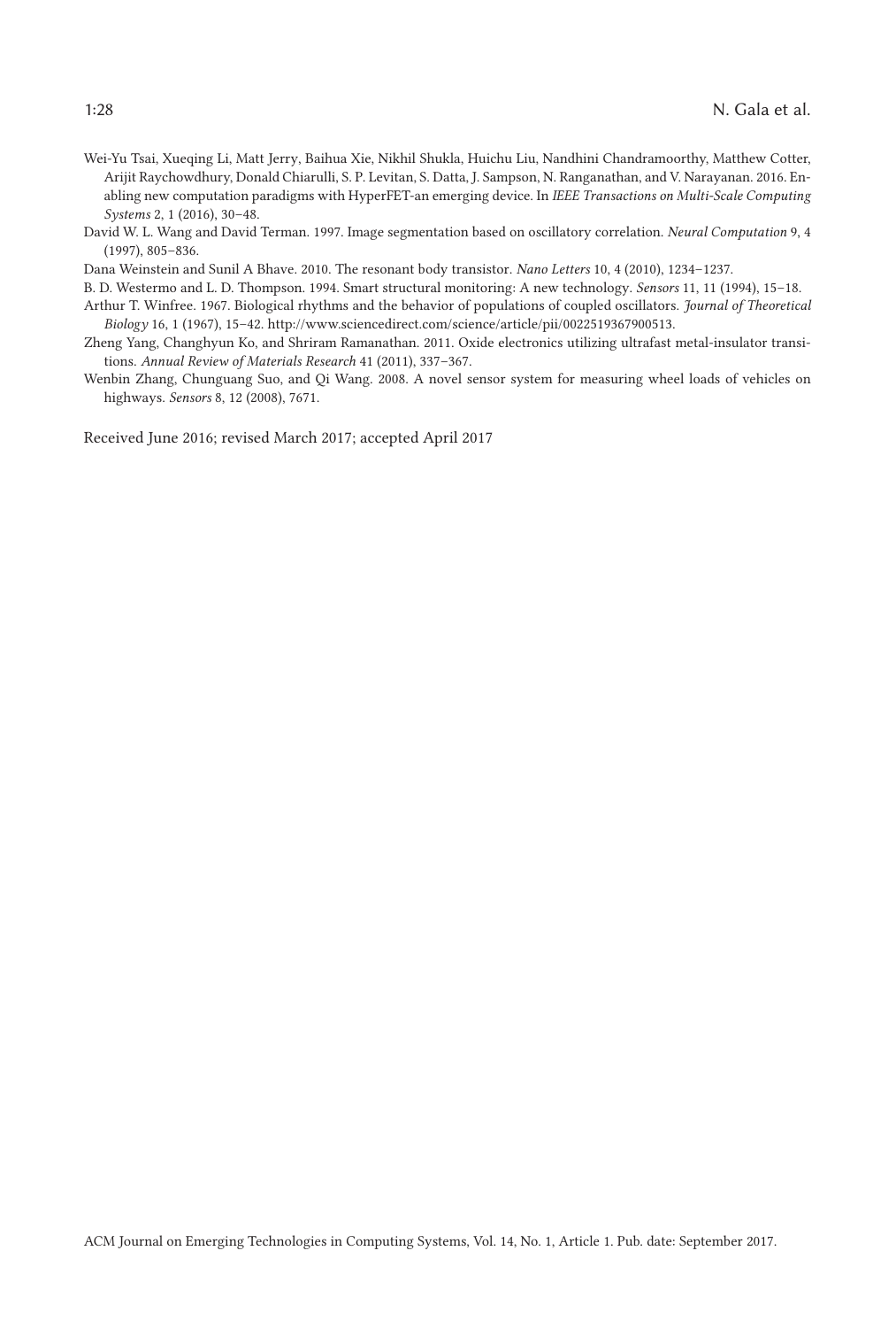Wei-Yu Tsai, Xueqing Li, Matt Jerry, Baihua Xie, Nikhil Shukla, Huichu Liu, Nandhini Chandramoorthy, Matthew Cotter, Arijit Raychowdhury, Donald Chiarulli, S. P. Levitan, S. Datta, J. Sampson, N. Ranganathan, and V. Narayanan. 2016. Enabling new computation paradigms with HyperFET-an emerging device. In *IEEE Transactions on Multi-Scale Computing Systems* 2, 1 (2016), 30–48.

David W. L. Wang and David Terman. 1997. Image segmentation based on oscillatory correlation. *Neural Computation* 9, 4 (1997), 805–836.

Dana Weinstein and Sunil A Bhave. 2010. The resonant body transistor. *Nano Letters* 10, 4 (2010), 1234–1237.

B. D. Westermo and L. D. Thompson. 1994. Smart structural monitoring: A new technology. *Sensors* 11, 11 (1994), 15–18.

Arthur T. Winfree. 1967. Biological rhythms and the behavior of populations of coupled oscillators. *Journal of Theoretical Biology* 16, 1 (1967), 15–42. http://www.sciencedirect.com/science/article/pii/0022519367900513.

Zheng Yang, Changhyun Ko, and Shriram Ramanathan. 2011. Oxide electronics utilizing ultrafast metal-insulator transitions. *Annual Review of Materials Research* 41 (2011), 337–367.

Wenbin Zhang, Chunguang Suo, and Qi Wang. 2008. A novel sensor system for measuring wheel loads of vehicles on highways. *Sensors* 8, 12 (2008), 7671.

Received June 2016; revised March 2017; accepted April 2017